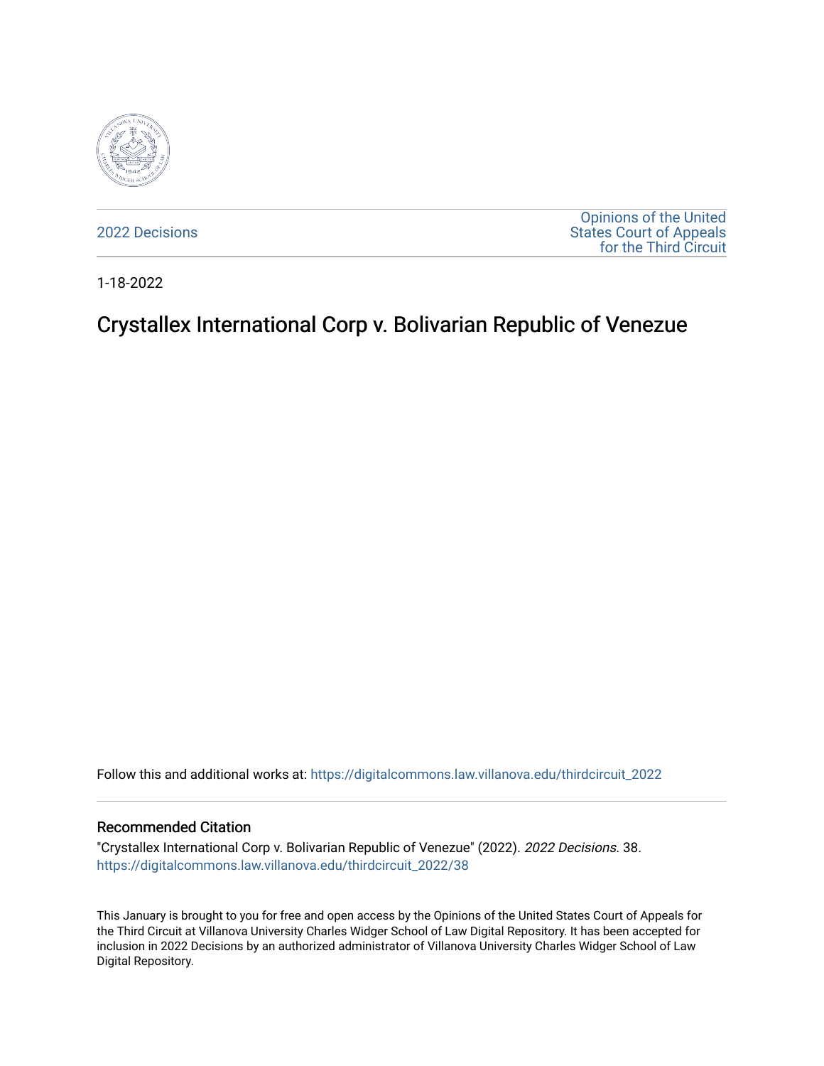2022 Decisions

Opinions of the United States Court of Appeals for the Third Circuit

1-18-2022

# Crystallex International Corp v. Bolivarian Republic of Venezue

Follow this and additional works at: https://digitalcommons.law.villanova.edu/thirdcircuit_2022

## Recommended Citation

"Crystallex International Corp v. Bolivarian Republic of Venezue" (2022). *2022 Decisions*. 38.
https://digitalcommons.law.villanova.edu/thirdcircuit_2022/38

This January is brought to you for free and open access by the Opinions of the United States Court of Appeals for the Third Circuit at Villanova University Charles Widger School of Law Digital Repository. It has been accepted for inclusion in 2022 Decisions by an authorized administrator of Villanova University Charles Widger School of Law Digital Repository.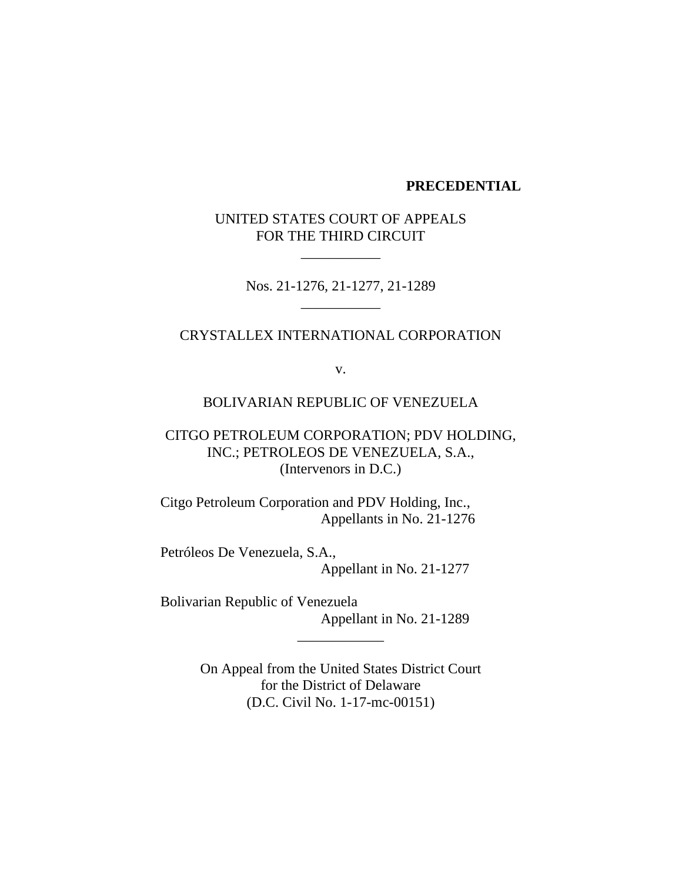**PRECEDENTIAL**

UNITED STATES COURT OF APPEALS
FOR THE THIRD CIRCUIT

\_\_\_\_\_\_\_\_\_\_\_

Nos. 21-1276, 21-1277, 21-1289

\_\_\_\_\_\_\_\_\_\_\_

CRYSTALLEX INTERNATIONAL CORPORATION

v.

BOLIVARIAN REPUBLIC OF VENEZUELA

CITGO PETROLEUM CORPORATION; PDV HOLDING, INC.; PETROLEOS DE VENEZUELA, S.A.,
(Intervenors in D.C.)

Citgo Petroleum Corporation and PDV Holding, Inc.,
Appellants in No. 21-1276

Petróleos De Venezuela, S.A.,
Appellant in No. 21-1277

Bolivarian Republic of Venezuela
Appellant in No. 21-1289

\_\_\_\_\_\_\_\_\_\_\_\_

On Appeal from the United States District Court
for the District of Delaware
(D.C. Civil No. 1-17-mc-00151)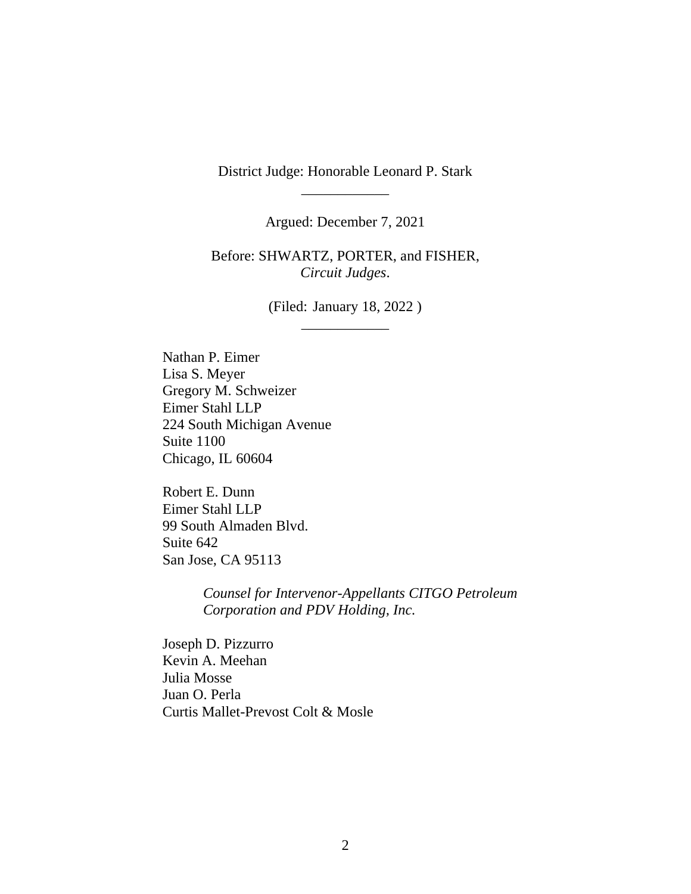District Judge: Honorable Leonard P. Stark

---

Argued: December 7, 2021

Before: SHWARTZ, PORTER, and FISHER, *Circuit Judges*.

(Filed: January 18, 2022 )

---

Nathan P. Eimer
Lisa S. Meyer
Gregory M. Schweizer
Eimer Stahl LLP
224 South Michigan Avenue
Suite 1100
Chicago, IL 60604

Robert E. Dunn
Eimer Stahl LLP
99 South Almaden Blvd.
Suite 642
San Jose, CA 95113

> *Counsel for Intervenor-Appellants CITGO Petroleum Corporation and PDV Holding, Inc.*

Joseph D. Pizzurro
Kevin A. Meehan
Julia Mosse
Juan O. Perla
Curtis Mallet-Prevost Colt & Mosle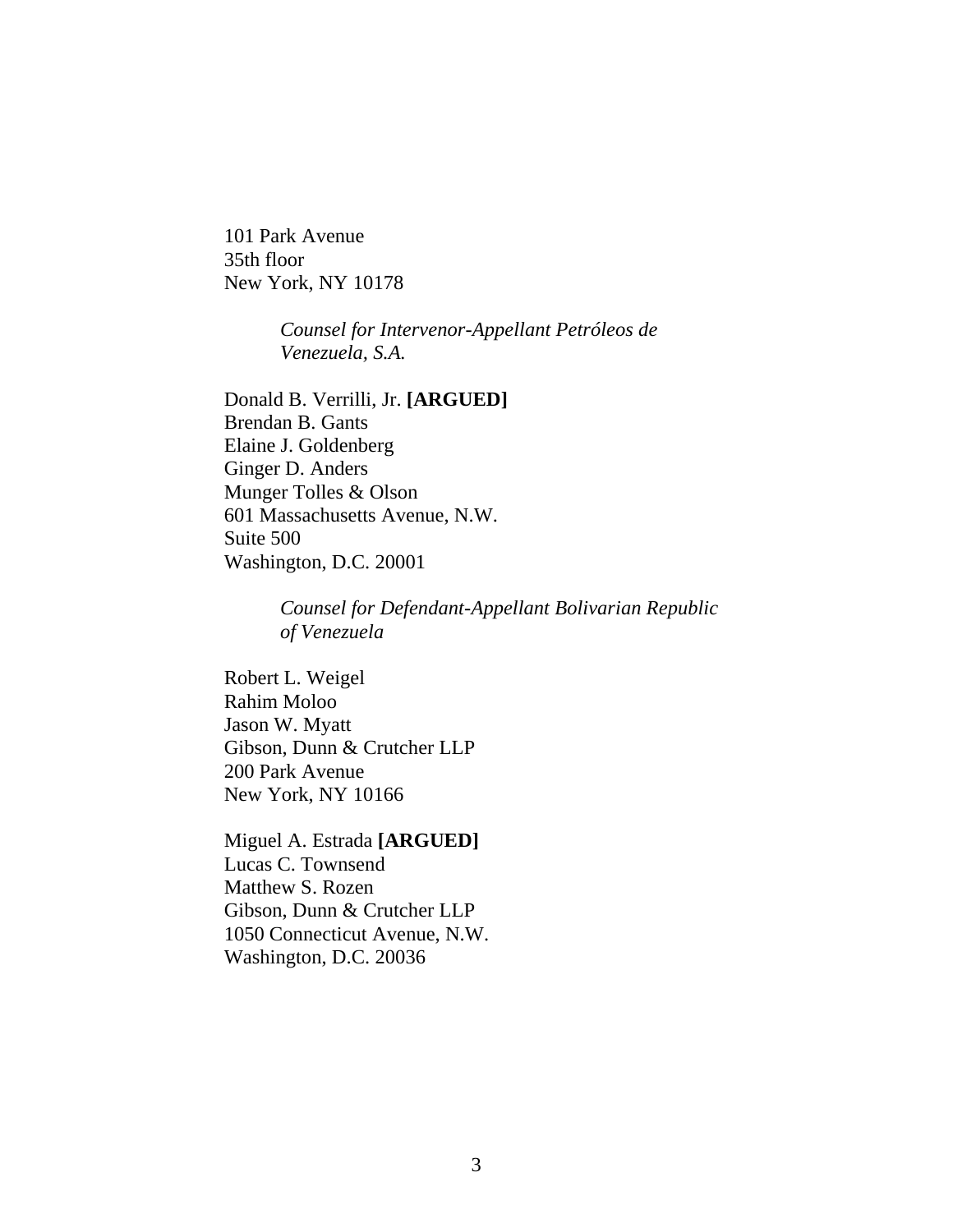101 Park Avenue
35th floor
New York, NY 10178

*Counsel for Intervenor-Appellant Petróleos de Venezuela, S.A.*

Donald B. Verrilli, Jr. **[ARGUED]**
Brendan B. Gants
Elaine J. Goldenberg
Ginger D. Anders
Munger Tolles & Olson
601 Massachusetts Avenue, N.W.
Suite 500
Washington, D.C. 20001

*Counsel for Defendant-Appellant Bolivarian Republic of Venezuela*

Robert L. Weigel
Rahim Moloo
Jason W. Myatt
Gibson, Dunn & Crutcher LLP
200 Park Avenue
New York, NY 10166

Miguel A. Estrada **[ARGUED]**
Lucas C. Townsend
Matthew S. Rozen
Gibson, Dunn & Crutcher LLP
1050 Connecticut Avenue, N.W.
Washington, D.C. 20036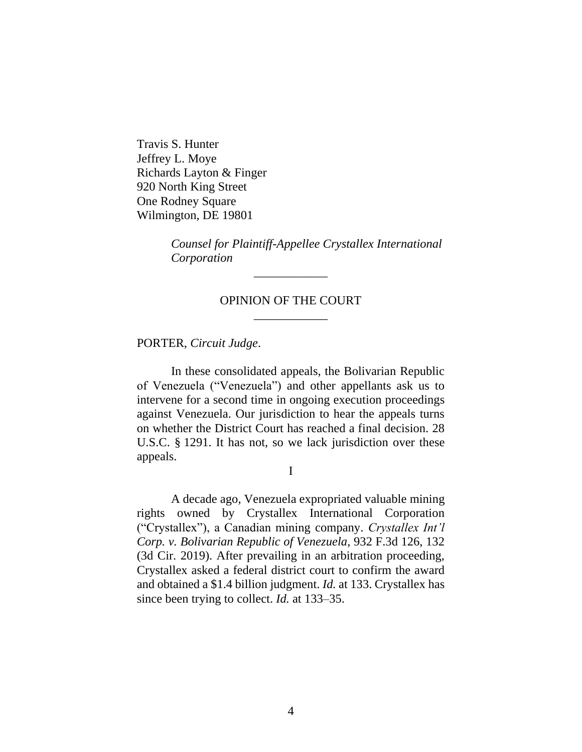Travis S. Hunter
Jeffrey L. Moye
Richards Layton & Finger
920 North King Street
One Rodney Square
Wilmington, DE 19801

*Counsel for Plaintiff-Appellee Crystallex International Corporation*

---

OPINION OF THE COURT

---

PORTER, *Circuit Judge*.

In these consolidated appeals, the Bolivarian Republic of Venezuela ("Venezuela") and other appellants ask us to intervene for a second time in ongoing execution proceedings against Venezuela. Our jurisdiction to hear the appeals turns on whether the District Court has reached a final decision. 28 U.S.C. § 1291. It has not, so we lack jurisdiction over these appeals.

I

A decade ago, Venezuela expropriated valuable mining rights owned by Crystallex International Corporation ("Crystallex"), a Canadian mining company. *Crystallex Int'l Corp. v. Bolivarian Republic of Venezuela*, 932 F.3d 126, 132 (3d Cir. 2019). After prevailing in an arbitration proceeding, Crystallex asked a federal district court to confirm the award and obtained a $1.4 billion judgment. *Id.* at 133. Crystallex has since been trying to collect. *Id.* at 133–35.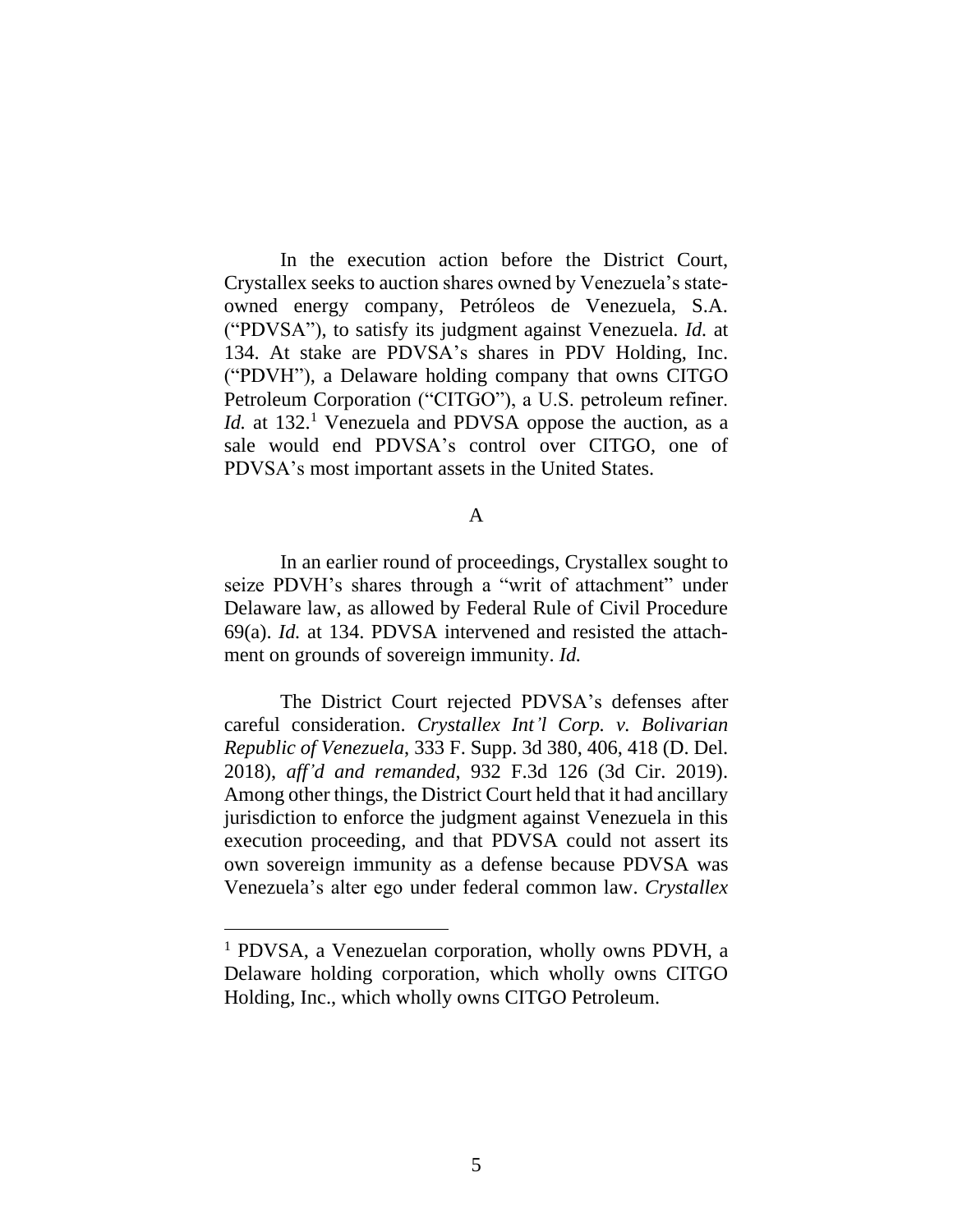In the execution action before the District Court, Crystallex seeks to auction shares owned by Venezuela's state-owned energy company, Petróleos de Venezuela, S.A. ("PDVSA"), to satisfy its judgment against Venezuela. *Id.* at 134. At stake are PDVSA's shares in PDV Holding, Inc. ("PDVH"), a Delaware holding company that owns CITGO Petroleum Corporation ("CITGO"), a U.S. petroleum refiner. *Id.* at 132.[1] Venezuela and PDVSA oppose the auction, as a sale would end PDVSA's control over CITGO, one of PDVSA's most important assets in the United States.

A

In an earlier round of proceedings, Crystallex sought to seize PDVH's shares through a "writ of attachment" under Delaware law, as allowed by Federal Rule of Civil Procedure 69(a). *Id.* at 134. PDVSA intervened and resisted the attachment on grounds of sovereign immunity. *Id.*

The District Court rejected PDVSA's defenses after careful consideration. *Crystallex Int'l Corp. v. Bolivarian Republic of Venezuela*, 333 F. Supp. 3d 380, 406, 418 (D. Del. 2018), *aff'd and remanded*, 932 F.3d 126 (3d Cir. 2019). Among other things, the District Court held that it had ancillary jurisdiction to enforce the judgment against Venezuela in this execution proceeding, and that PDVSA could not assert its own sovereign immunity as a defense because PDVSA was Venezuela's alter ego under federal common law. *Crystallex*

[1] PDVSA, a Venezuelan corporation, wholly owns PDVH, a Delaware holding corporation, which wholly owns CITGO Holding, Inc., which wholly owns CITGO Petroleum.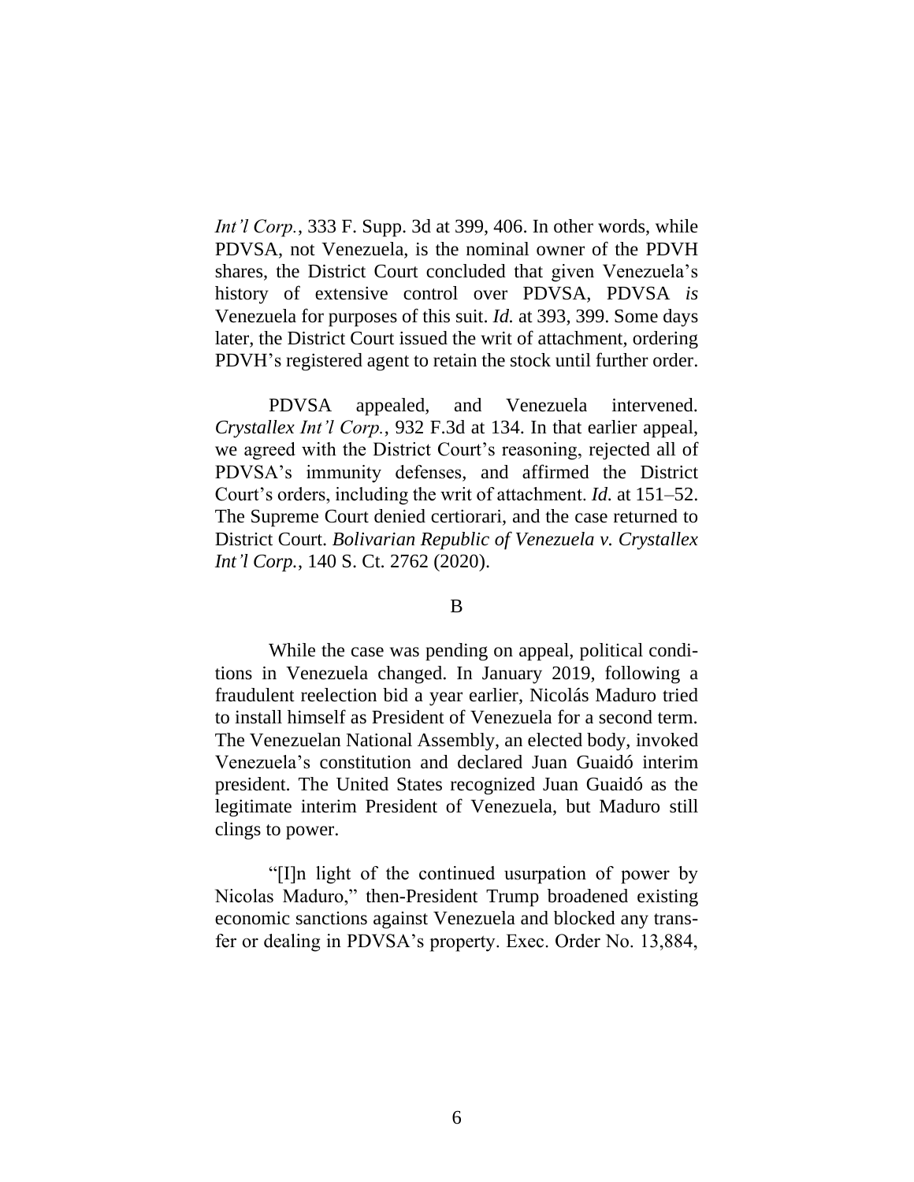*Int'l Corp.*, 333 F. Supp. 3d at 399, 406. In other words, while PDVSA, not Venezuela, is the nominal owner of the PDVH shares, the District Court concluded that given Venezuela's history of extensive control over PDVSA, PDVSA *is* Venezuela for purposes of this suit. *Id.* at 393, 399. Some days later, the District Court issued the writ of attachment, ordering PDVH's registered agent to retain the stock until further order.

PDVSA appealed, and Venezuela intervened. *Crystallex Int'l Corp.*, 932 F.3d at 134. In that earlier appeal, we agreed with the District Court's reasoning, rejected all of PDVSA's immunity defenses, and affirmed the District Court's orders, including the writ of attachment. *Id.* at 151–52. The Supreme Court denied certiorari, and the case returned to District Court. *Bolivarian Republic of Venezuela v. Crystallex Int'l Corp.*, 140 S. Ct. 2762 (2020).

B

While the case was pending on appeal, political conditions in Venezuela changed. In January 2019, following a fraudulent reelection bid a year earlier, Nicolás Maduro tried to install himself as President of Venezuela for a second term. The Venezuelan National Assembly, an elected body, invoked Venezuela's constitution and declared Juan Guaidó interim president. The United States recognized Juan Guaidó as the legitimate interim President of Venezuela, but Maduro still clings to power.

"[I]n light of the continued usurpation of power by Nicolas Maduro," then-President Trump broadened existing economic sanctions against Venezuela and blocked any transfer or dealing in PDVSA's property. Exec. Order No. 13,884,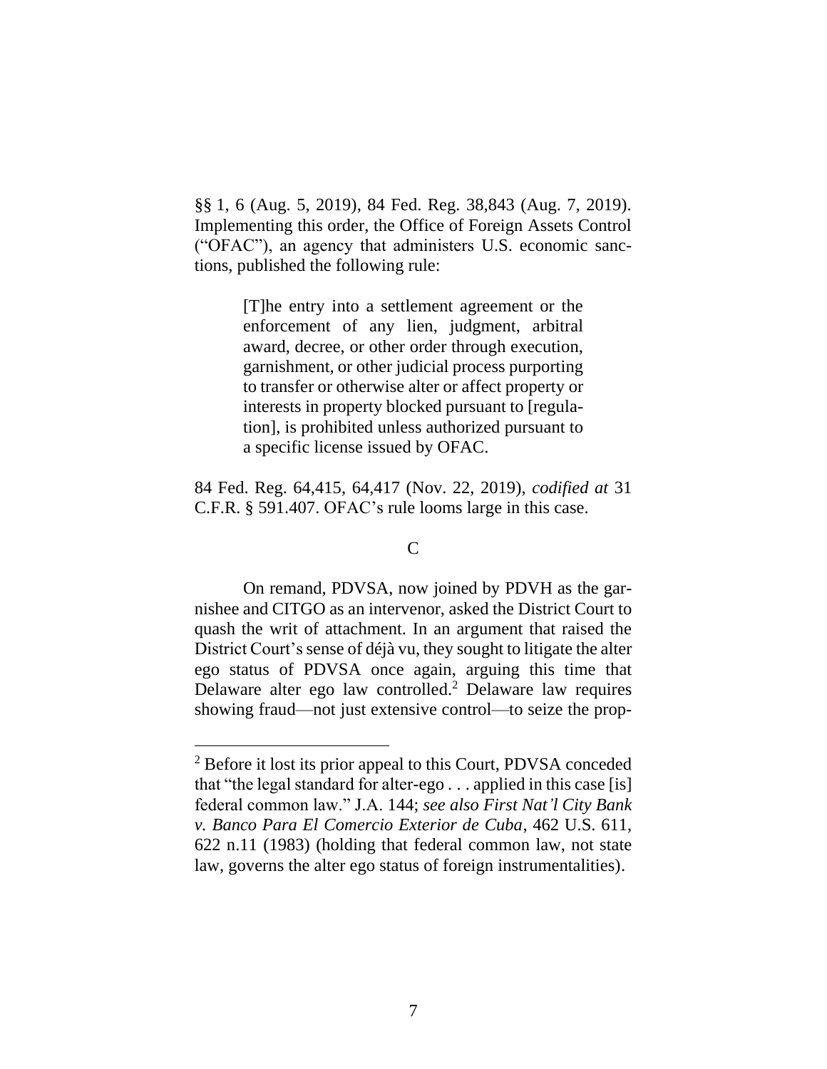§§ 1, 6 (Aug. 5, 2019), 84 Fed. Reg. 38,843 (Aug. 7, 2019). Implementing this order, the Office of Foreign Assets Control ("OFAC"), an agency that administers U.S. economic sanctions, published the following rule:

> [T]he entry into a settlement agreement or the enforcement of any lien, judgment, arbitral award, decree, or other order through execution, garnishment, or other judicial process purporting to transfer or otherwise alter or affect property or interests in property blocked pursuant to [regulation], is prohibited unless authorized pursuant to a specific license issued by OFAC.

84 Fed. Reg. 64,415, 64,417 (Nov. 22, 2019), *codified at* 31 C.F.R. § 591.407. OFAC's rule looms large in this case.

### C

On remand, PDVSA, now joined by PDVH as the garnishee and CITGO as an intervenor, asked the District Court to quash the writ of attachment. In an argument that raised the District Court's sense of déjà vu, they sought to litigate the alter ego status of PDVSA once again, arguing this time that Delaware alter ego law controlled.[2] Delaware law requires showing fraud—not just extensive control—to seize the prop-

---

[2] Before it lost its prior appeal to this Court, PDVSA conceded that "the legal standard for alter-ego . . . applied in this case [is] federal common law." J.A. 144; *see also First Nat'l City Bank v. Banco Para El Comercio Exterior de Cuba*, 462 U.S. 611, 622 n.11 (1983) (holding that federal common law, not state law, governs the alter ego status of foreign instrumentalities).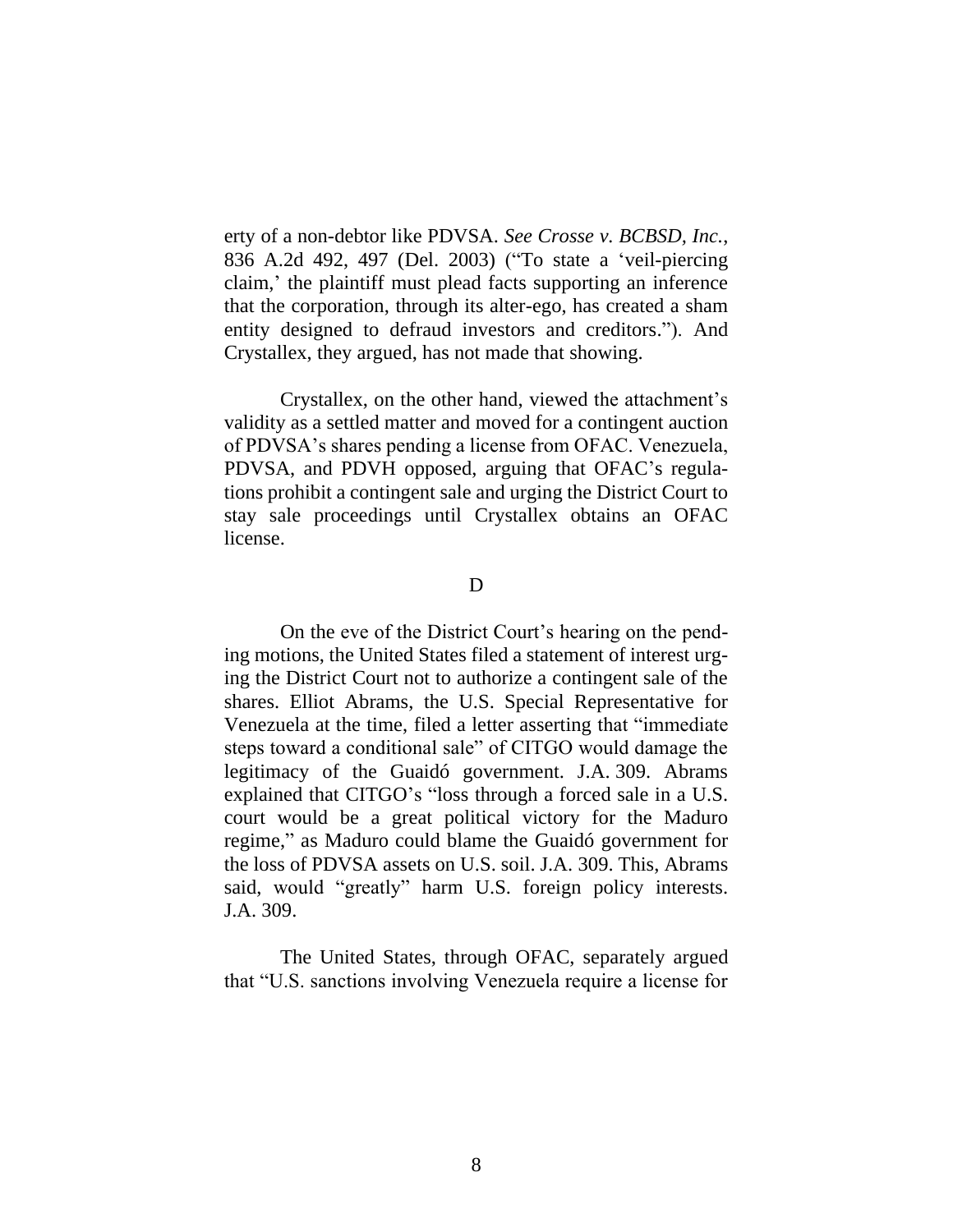erty of a non-debtor like PDVSA. *See Crosse v. BCBSD, Inc.*, 836 A.2d 492, 497 (Del. 2003) ("To state a 'veil-piercing claim,' the plaintiff must plead facts supporting an inference that the corporation, through its alter-ego, has created a sham entity designed to defraud investors and creditors."). And Crystallex, they argued, has not made that showing.

Crystallex, on the other hand, viewed the attachment's validity as a settled matter and moved for a contingent auction of PDVSA's shares pending a license from OFAC. Venezuela, PDVSA, and PDVH opposed, arguing that OFAC's regulations prohibit a contingent sale and urging the District Court to stay sale proceedings until Crystallex obtains an OFAC license.

### D

On the eve of the District Court's hearing on the pending motions, the United States filed a statement of interest urging the District Court not to authorize a contingent sale of the shares. Elliot Abrams, the U.S. Special Representative for Venezuela at the time, filed a letter asserting that "immediate steps toward a conditional sale" of CITGO would damage the legitimacy of the Guaidó government. J.A. 309. Abrams explained that CITGO's "loss through a forced sale in a U.S. court would be a great political victory for the Maduro regime," as Maduro could blame the Guaidó government for the loss of PDVSA assets on U.S. soil. J.A. 309. This, Abrams said, would "greatly" harm U.S. foreign policy interests. J.A. 309.

The United States, through OFAC, separately argued that "U.S. sanctions involving Venezuela require a license for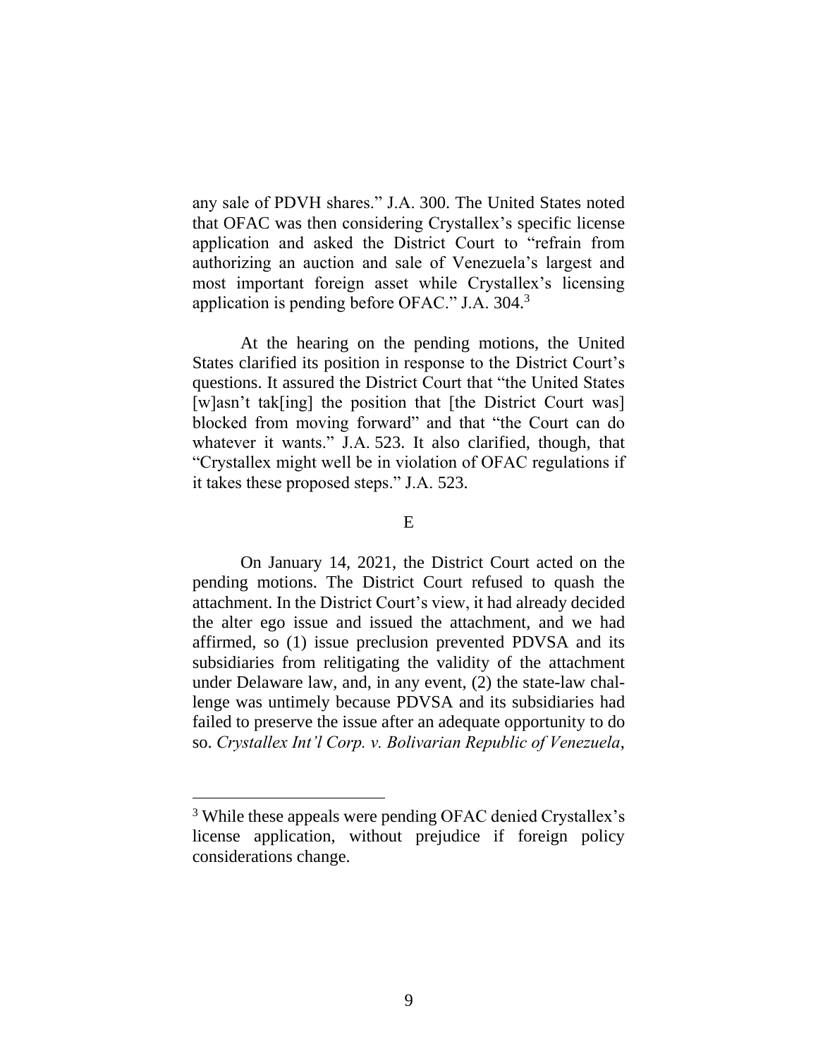any sale of PDVH shares." J.A. 300. The United States noted that OFAC was then considering Crystallex's specific license application and asked the District Court to "refrain from authorizing an auction and sale of Venezuela's largest and most important foreign asset while Crystallex's licensing application is pending before OFAC." J.A. 304.[3]

At the hearing on the pending motions, the United States clarified its position in response to the District Court's questions. It assured the District Court that "the United States [w]asn't tak[ing] the position that [the District Court was] blocked from moving forward" and that "the Court can do whatever it wants." J.A. 523. It also clarified, though, that "Crystallex might well be in violation of OFAC regulations if it takes these proposed steps." J.A. 523.

## E

On January 14, 2021, the District Court acted on the pending motions. The District Court refused to quash the attachment. In the District Court's view, it had already decided the alter ego issue and issued the attachment, and we had affirmed, so (1) issue preclusion prevented PDVSA and its subsidiaries from relitigating the validity of the attachment under Delaware law, and, in any event, (2) the state-law challenge was untimely because PDVSA and its subsidiaries had failed to preserve the issue after an adequate opportunity to do so. *Crystallex Int'l Corp. v. Bolivarian Republic of Venezuela*,

---

[3] While these appeals were pending OFAC denied Crystallex's license application, without prejudice if foreign policy considerations change.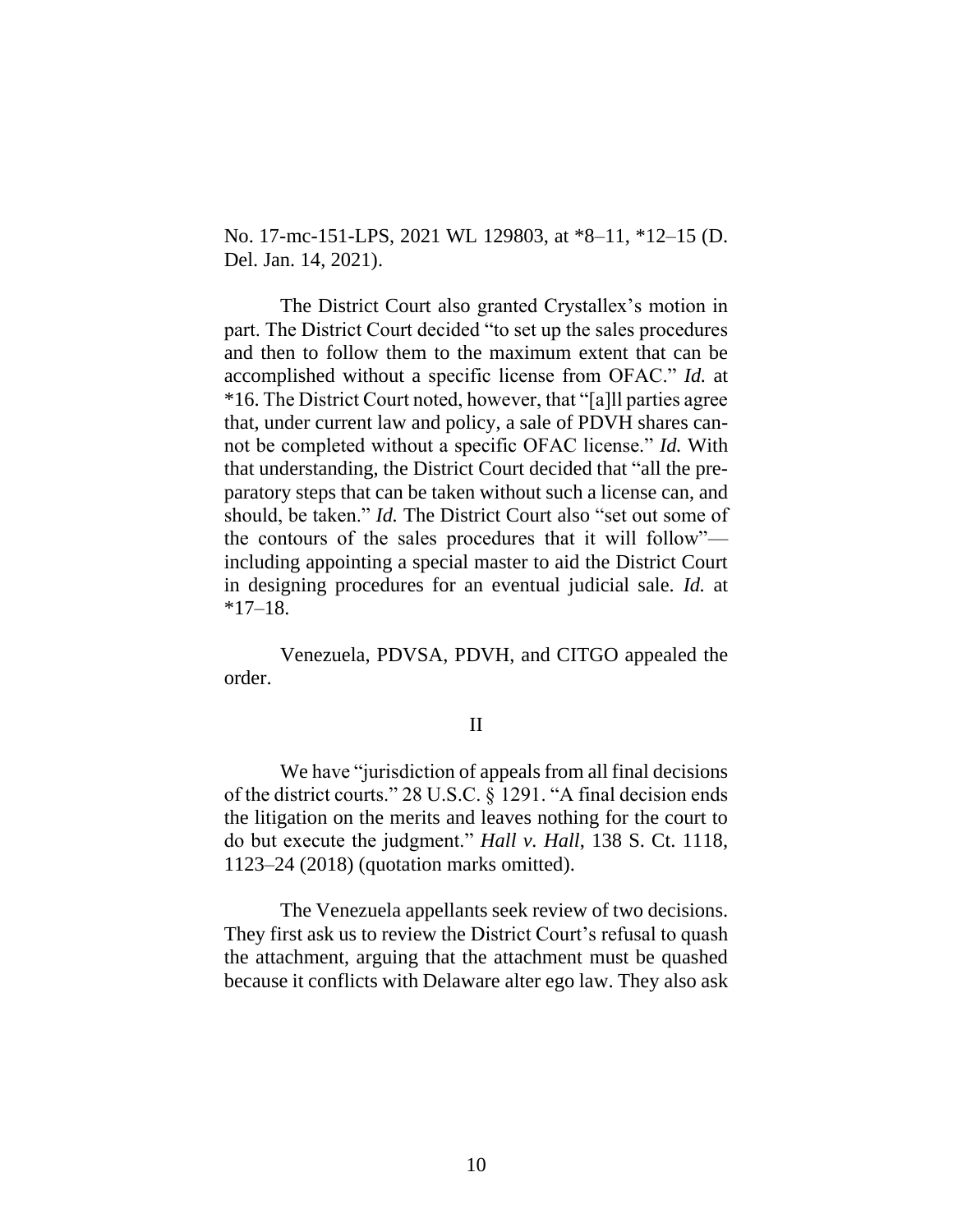No. 17-mc-151-LPS, 2021 WL 129803, at *8–11, *12–15 (D. Del. Jan. 14, 2021).

The District Court also granted Crystallex's motion in part. The District Court decided "to set up the sales procedures and then to follow them to the maximum extent that can be accomplished without a specific license from OFAC." *Id.* at *16. The District Court noted, however, that "[a]ll parties agree that, under current law and policy, a sale of PDVH shares cannot be completed without a specific OFAC license." *Id.* With that understanding, the District Court decided that "all the preparatory steps that can be taken without such a license can, and should, be taken." *Id.* The District Court also "set out some of the contours of the sales procedures that it will follow"—including appointing a special master to aid the District Court in designing procedures for an eventual judicial sale. *Id.* at *17–18.

Venezuela, PDVSA, PDVH, and CITGO appealed the order.

## II

We have "jurisdiction of appeals from all final decisions of the district courts." 28 U.S.C. § 1291. "A final decision ends the litigation on the merits and leaves nothing for the court to do but execute the judgment." *Hall v. Hall*, 138 S. Ct. 1118, 1123–24 (2018) (quotation marks omitted).

The Venezuela appellants seek review of two decisions. They first ask us to review the District Court's refusal to quash the attachment, arguing that the attachment must be quashed because it conflicts with Delaware alter ego law. They also ask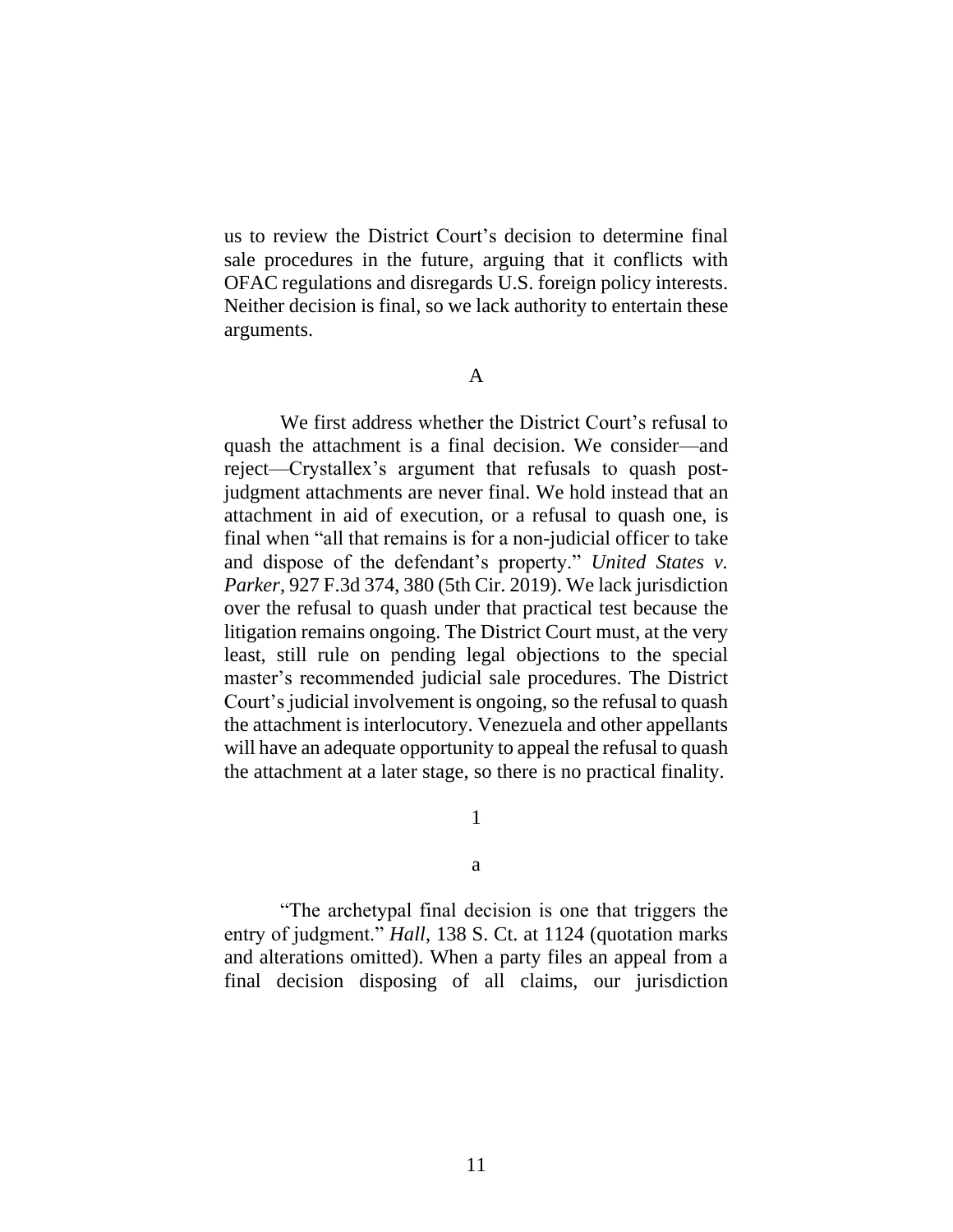us to review the District Court's decision to determine final sale procedures in the future, arguing that it conflicts with OFAC regulations and disregards U.S. foreign policy interests. Neither decision is final, so we lack authority to entertain these arguments.

### A

We first address whether the District Court's refusal to quash the attachment is a final decision. We consider—and reject—Crystallex's argument that refusals to quash post-judgment attachments are never final. We hold instead that an attachment in aid of execution, or a refusal to quash one, is final when "all that remains is for a non-judicial officer to take and dispose of the defendant's property." *United States v. Parker*, 927 F.3d 374, 380 (5th Cir. 2019). We lack jurisdiction over the refusal to quash under that practical test because the litigation remains ongoing. The District Court must, at the very least, still rule on pending legal objections to the special master's recommended judicial sale procedures. The District Court's judicial involvement is ongoing, so the refusal to quash the attachment is interlocutory. Venezuela and other appellants will have an adequate opportunity to appeal the refusal to quash the attachment at a later stage, so there is no practical finality.

#### 1

##### a

"The archetypal final decision is one that triggers the entry of judgment." *Hall*, 138 S. Ct. at 1124 (quotation marks and alterations omitted). When a party files an appeal from a final decision disposing of all claims, our jurisdiction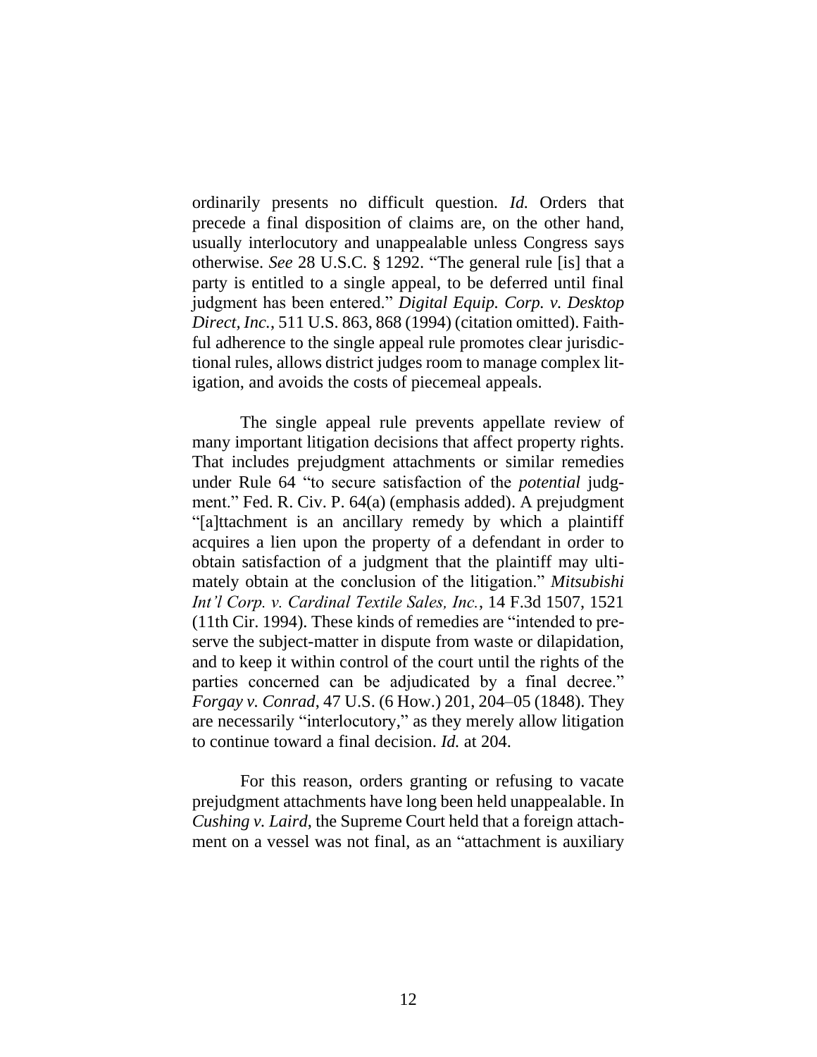ordinarily presents no difficult question. *Id.* Orders that precede a final disposition of claims are, on the other hand, usually interlocutory and unappealable unless Congress says otherwise. *See* 28 U.S.C. § 1292. "The general rule [is] that a party is entitled to a single appeal, to be deferred until final judgment has been entered." *Digital Equip. Corp. v. Desktop Direct, Inc.*, 511 U.S. 863, 868 (1994) (citation omitted). Faithful adherence to the single appeal rule promotes clear jurisdictional rules, allows district judges room to manage complex litigation, and avoids the costs of piecemeal appeals.

The single appeal rule prevents appellate review of many important litigation decisions that affect property rights. That includes prejudgment attachments or similar remedies under Rule 64 "to secure satisfaction of the *potential* judgment." Fed. R. Civ. P. 64(a) (emphasis added). A prejudgment "[a]ttachment is an ancillary remedy by which a plaintiff acquires a lien upon the property of a defendant in order to obtain satisfaction of a judgment that the plaintiff may ultimately obtain at the conclusion of the litigation." *Mitsubishi Int'l Corp. v. Cardinal Textile Sales, Inc.*, 14 F.3d 1507, 1521 (11th Cir. 1994). These kinds of remedies are "intended to preserve the subject-matter in dispute from waste or dilapidation, and to keep it within control of the court until the rights of the parties concerned can be adjudicated by a final decree." *Forgay v. Conrad*, 47 U.S. (6 How.) 201, 204–05 (1848). They are necessarily "interlocutory," as they merely allow litigation to continue toward a final decision. *Id.* at 204.

For this reason, orders granting or refusing to vacate prejudgment attachments have long been held unappealable. In *Cushing v. Laird*, the Supreme Court held that a foreign attachment on a vessel was not final, as an "attachment is auxiliary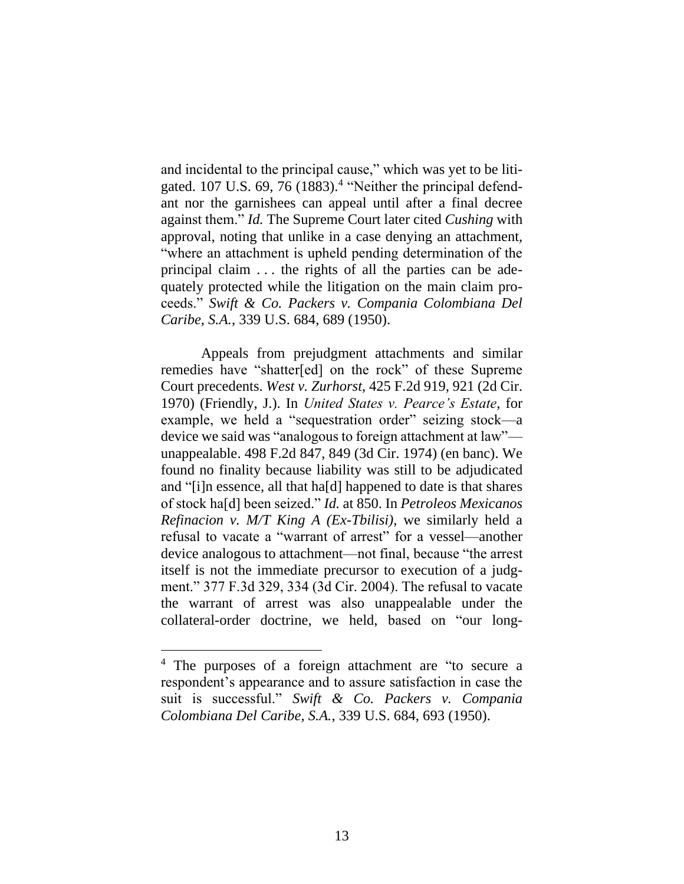and incidental to the principal cause," which was yet to be litigated. 107 U.S. 69, 76 (1883).[4] "Neither the principal defendant nor the garnishees can appeal until after a final decree against them." *Id.* The Supreme Court later cited *Cushing* with approval, noting that unlike in a case denying an attachment, "where an attachment is upheld pending determination of the principal claim . . . the rights of all the parties can be adequately protected while the litigation on the main claim proceeds." *Swift & Co. Packers v. Compania Colombiana Del Caribe, S.A.*, 339 U.S. 684, 689 (1950).

Appeals from prejudgment attachments and similar remedies have "shatter[ed] on the rock" of these Supreme Court precedents. *West v. Zurhorst*, 425 F.2d 919, 921 (2d Cir. 1970) (Friendly, J.). In *United States v. Pearce's Estate*, for example, we held a "sequestration order" seizing stock—a device we said was "analogous to foreign attachment at law"—unappealable. 498 F.2d 847, 849 (3d Cir. 1974) (en banc). We found no finality because liability was still to be adjudicated and "[i]n essence, all that ha[d] happened to date is that shares of stock ha[d] been seized." *Id.* at 850. In *Petroleos Mexicanos Refinacion v. M/T King A (Ex-Tbilisi)*, we similarly held a refusal to vacate a "warrant of arrest" for a vessel—another device analogous to attachment—not final, because "the arrest itself is not the immediate precursor to execution of a judgment." 377 F.3d 329, 334 (3d Cir. 2004). The refusal to vacate the warrant of arrest was also unappealable under the collateral-order doctrine, we held, based on "our long-

---

[4] The purposes of a foreign attachment are "to secure a respondent's appearance and to assure satisfaction in case the suit is successful." *Swift & Co. Packers v. Compania Colombiana Del Caribe, S.A.*, 339 U.S. 684, 693 (1950).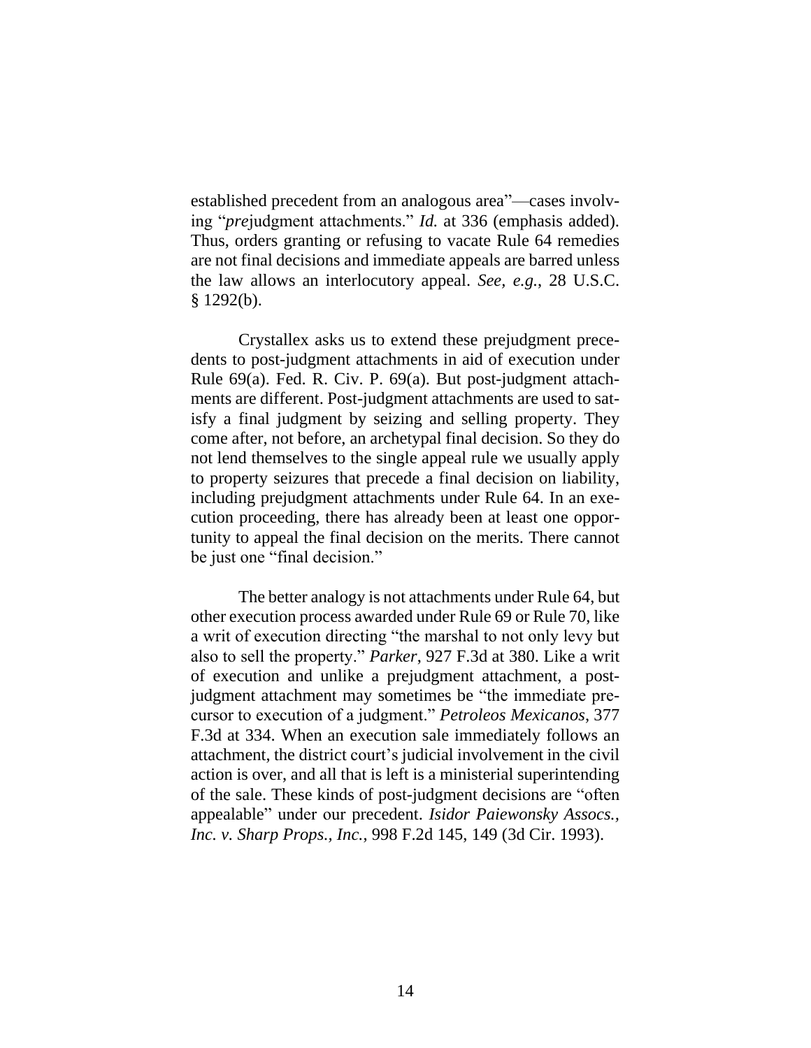established precedent from an analogous area"—cases involving "*pre*judgment attachments." *Id.* at 336 (emphasis added). Thus, orders granting or refusing to vacate Rule 64 remedies are not final decisions and immediate appeals are barred unless the law allows an interlocutory appeal. *See, e.g.*, 28 U.S.C. § 1292(b).

Crystallex asks us to extend these prejudgment precedents to post-judgment attachments in aid of execution under Rule 69(a). Fed. R. Civ. P. 69(a). But post-judgment attachments are different. Post-judgment attachments are used to satisfy a final judgment by seizing and selling property. They come after, not before, an archetypal final decision. So they do not lend themselves to the single appeal rule we usually apply to property seizures that precede a final decision on liability, including prejudgment attachments under Rule 64. In an execution proceeding, there has already been at least one opportunity to appeal the final decision on the merits. There cannot be just one "final decision."

The better analogy is not attachments under Rule 64, but other execution process awarded under Rule 69 or Rule 70, like a writ of execution directing "the marshal to not only levy but also to sell the property." *Parker*, 927 F.3d at 380. Like a writ of execution and unlike a prejudgment attachment, a post-judgment attachment may sometimes be "the immediate precursor to execution of a judgment." *Petroleos Mexicanos*, 377 F.3d at 334. When an execution sale immediately follows an attachment, the district court's judicial involvement in the civil action is over, and all that is left is a ministerial superintending of the sale. These kinds of post-judgment decisions are "often appealable" under our precedent. *Isidor Paiewonsky Assocs., Inc. v. Sharp Props., Inc.*, 998 F.2d 145, 149 (3d Cir. 1993).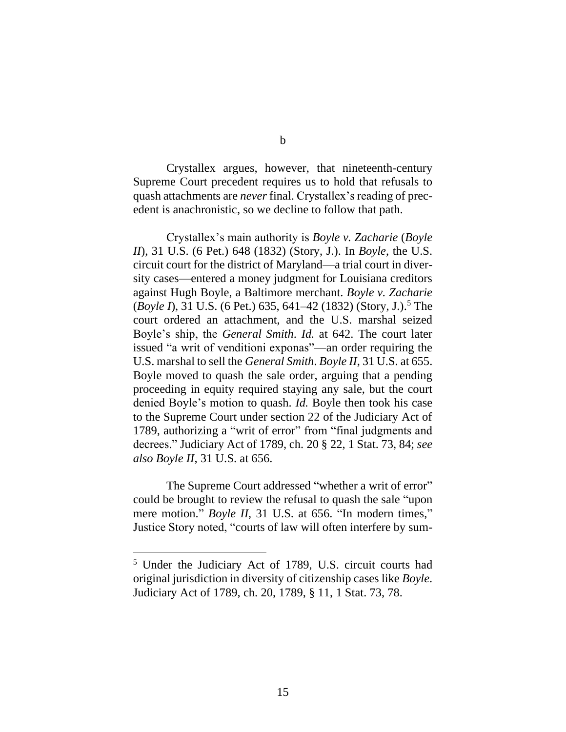b

Crystallex argues, however, that nineteenth-century Supreme Court precedent requires us to hold that refusals to quash attachments are *never* final. Crystallex's reading of precedent is anachronistic, so we decline to follow that path.

Crystallex's main authority is *Boyle v. Zacharie* (*Boyle II*), 31 U.S. (6 Pet.) 648 (1832) (Story, J.). In *Boyle*, the U.S. circuit court for the district of Maryland—a trial court in diversity cases—entered a money judgment for Louisiana creditors against Hugh Boyle, a Baltimore merchant. *Boyle v. Zacharie* (*Boyle I*), 31 U.S. (6 Pet.) 635, 641–42 (1832) (Story, J.).[5] The court ordered an attachment, and the U.S. marshal seized Boyle's ship, the *General Smith*. *Id.* at 642. The court later issued "a writ of venditioni exponas"—an order requiring the U.S. marshal to sell the *General Smith*. *Boyle II*, 31 U.S. at 655. Boyle moved to quash the sale order, arguing that a pending proceeding in equity required staying any sale, but the court denied Boyle's motion to quash. *Id.* Boyle then took his case to the Supreme Court under section 22 of the Judiciary Act of 1789, authorizing a "writ of error" from "final judgments and decrees." Judiciary Act of 1789, ch. 20 § 22, 1 Stat. 73, 84; *see also Boyle II*, 31 U.S. at 656.

The Supreme Court addressed "whether a writ of error" could be brought to review the refusal to quash the sale "upon mere motion." *Boyle II*, 31 U.S. at 656. "In modern times," Justice Story noted, "courts of law will often interfere by sum-

[5] Under the Judiciary Act of 1789, U.S. circuit courts had original jurisdiction in diversity of citizenship cases like *Boyle*. Judiciary Act of 1789, ch. 20, 1789, § 11, 1 Stat. 73, 78.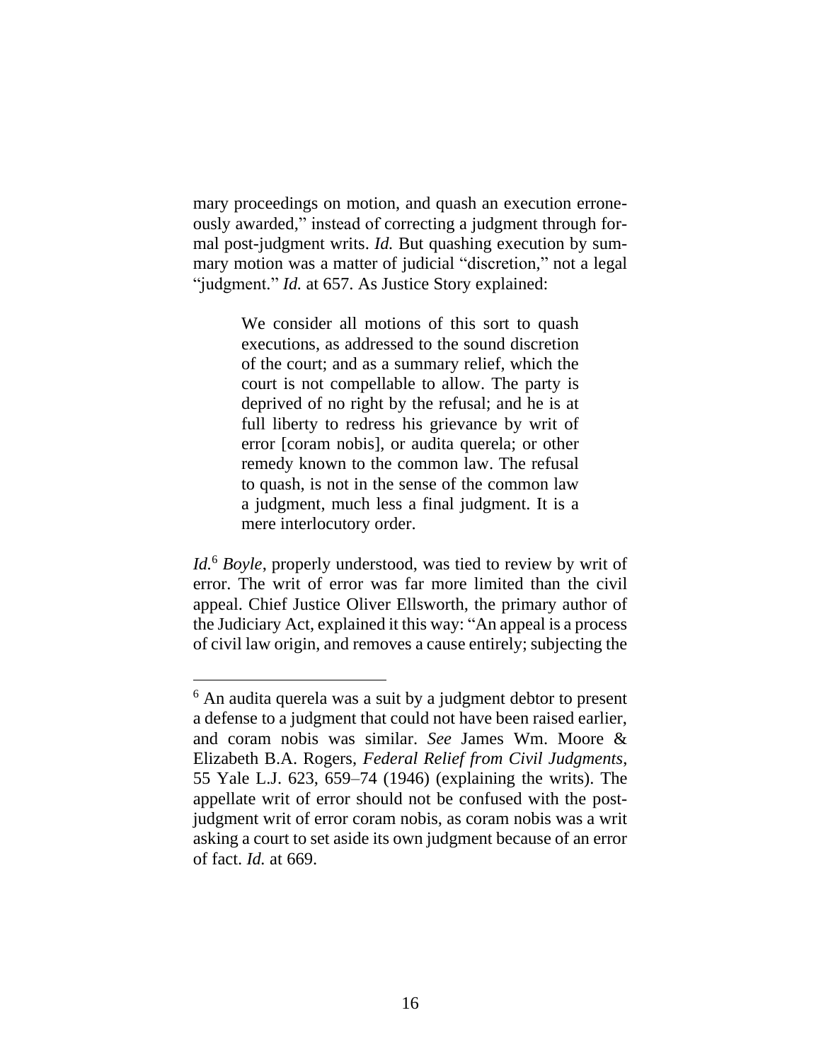mary proceedings on motion, and quash an execution erroneously awarded," instead of correcting a judgment through formal post-judgment writs. *Id.* But quashing execution by summary motion was a matter of judicial "discretion," not a legal "judgment." *Id.* at 657. As Justice Story explained:

> We consider all motions of this sort to quash executions, as addressed to the sound discretion of the court; and as a summary relief, which the court is not compellable to allow. The party is deprived of no right by the refusal; and he is at full liberty to redress his grievance by writ of error [coram nobis], or audita querela; or other remedy known to the common law. The refusal to quash, is not in the sense of the common law a judgment, much less a final judgment. It is a mere interlocutory order.

*Id.*[6] *Boyle*, properly understood, was tied to review by writ of error. The writ of error was far more limited than the civil appeal. Chief Justice Oliver Ellsworth, the primary author of the Judiciary Act, explained it this way: "An appeal is a process of civil law origin, and removes a cause entirely; subjecting the

---

[6] An audita querela was a suit by a judgment debtor to present a defense to a judgment that could not have been raised earlier, and coram nobis was similar. *See* James Wm. Moore & Elizabeth B.A. Rogers, *Federal Relief from Civil Judgments*, 55 Yale L.J. 623, 659–74 (1946) (explaining the writs). The appellate writ of error should not be confused with the post-judgment writ of error coram nobis, as coram nobis was a writ asking a court to set aside its own judgment because of an error of fact. *Id.* at 669.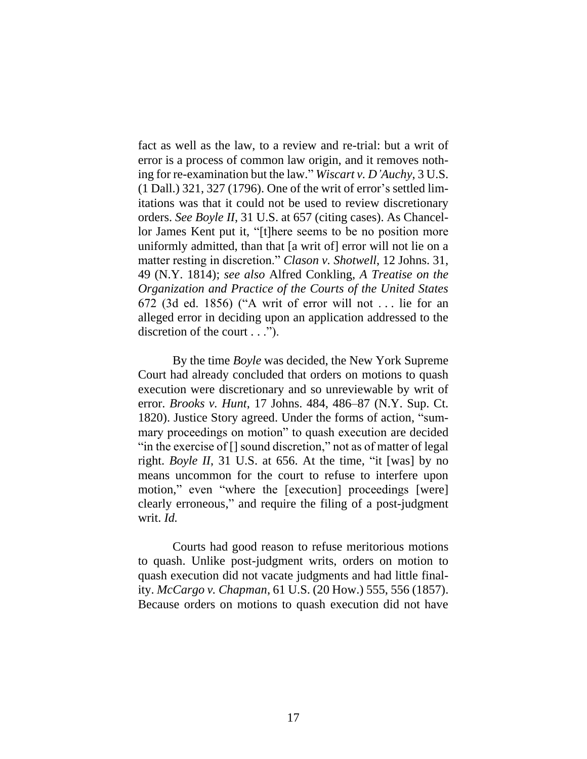fact as well as the law, to a review and re-trial: but a writ of error is a process of common law origin, and it removes nothing for re-examination but the law." *Wiscart v. D'Auchy*, 3 U.S. (1 Dall.) 321, 327 (1796). One of the writ of error's settled limitations was that it could not be used to review discretionary orders. *See Boyle II*, 31 U.S. at 657 (citing cases). As Chancellor James Kent put it, "[t]here seems to be no position more uniformly admitted, than that [a writ of] error will not lie on a matter resting in discretion." *Clason v. Shotwell*, 12 Johns. 31, 49 (N.Y. 1814); *see also* Alfred Conkling, *A Treatise on the Organization and Practice of the Courts of the United States* 672 (3d ed. 1856) ("A writ of error will not . . . lie for an alleged error in deciding upon an application addressed to the discretion of the court . . .").

By the time *Boyle* was decided, the New York Supreme Court had already concluded that orders on motions to quash execution were discretionary and so unreviewable by writ of error. *Brooks v. Hunt*, 17 Johns. 484, 486–87 (N.Y. Sup. Ct. 1820). Justice Story agreed. Under the forms of action, "summary proceedings on motion" to quash execution are decided "in the exercise of [] sound discretion," not as of matter of legal right. *Boyle II*, 31 U.S. at 656. At the time, "it [was] by no means uncommon for the court to refuse to interfere upon motion," even "where the [execution] proceedings [were] clearly erroneous," and require the filing of a post-judgment writ. *Id.*

Courts had good reason to refuse meritorious motions to quash. Unlike post-judgment writs, orders on motion to quash execution did not vacate judgments and had little finality. *McCargo v. Chapman*, 61 U.S. (20 How.) 555, 556 (1857). Because orders on motions to quash execution did not have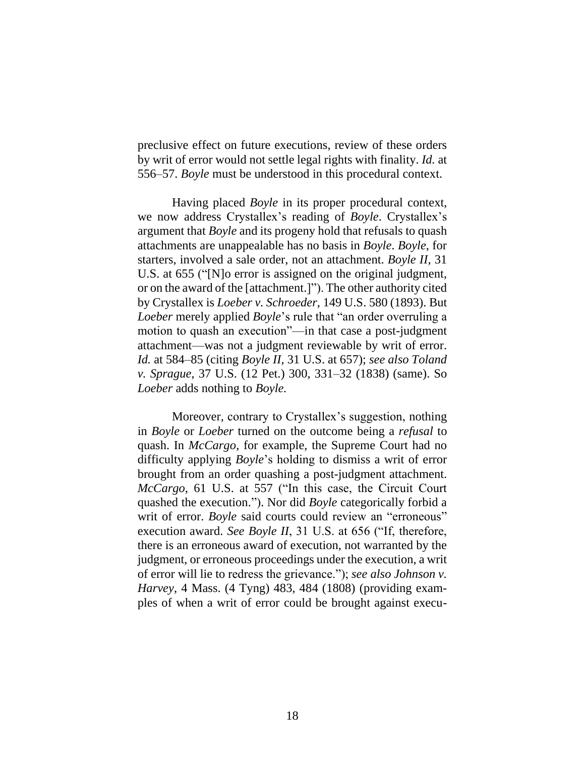preclusive effect on future executions, review of these orders by writ of error would not settle legal rights with finality. *Id.* at 556–57. *Boyle* must be understood in this procedural context.

Having placed *Boyle* in its proper procedural context, we now address Crystallex's reading of *Boyle*. Crystallex's argument that *Boyle* and its progeny hold that refusals to quash attachments are unappealable has no basis in *Boyle*. *Boyle*, for starters, involved a sale order, not an attachment. *Boyle II*, 31 U.S. at 655 ("[N]o error is assigned on the original judgment, or on the award of the [attachment.]"). The other authority cited by Crystallex is *Loeber v. Schroeder*, 149 U.S. 580 (1893). But *Loeber* merely applied *Boyle*'s rule that "an order overruling a motion to quash an execution"—in that case a post-judgment attachment—was not a judgment reviewable by writ of error. *Id.* at 584–85 (citing *Boyle II*, 31 U.S. at 657); *see also Toland v. Sprague*, 37 U.S. (12 Pet.) 300, 331–32 (1838) (same). So *Loeber* adds nothing to *Boyle.*

Moreover, contrary to Crystallex's suggestion, nothing in *Boyle* or *Loeber* turned on the outcome being a *refusal* to quash. In *McCargo*, for example, the Supreme Court had no difficulty applying *Boyle*'s holding to dismiss a writ of error brought from an order quashing a post-judgment attachment. *McCargo*, 61 U.S. at 557 ("In this case, the Circuit Court quashed the execution."). Nor did *Boyle* categorically forbid a writ of error. *Boyle* said courts could review an "erroneous" execution award. *See Boyle II*, 31 U.S. at 656 ("If, therefore, there is an erroneous award of execution, not warranted by the judgment, or erroneous proceedings under the execution, a writ of error will lie to redress the grievance."); *see also Johnson v. Harvey*, 4 Mass. (4 Tyng) 483, 484 (1808) (providing examples of when a writ of error could be brought against execu-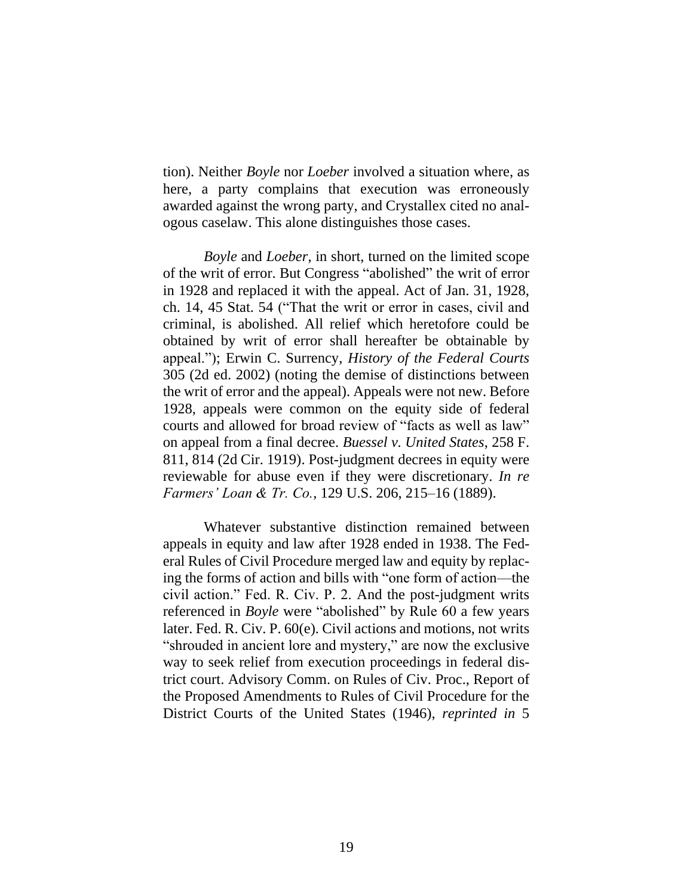tion). Neither *Boyle* nor *Loeber* involved a situation where, as here, a party complains that execution was erroneously awarded against the wrong party, and Crystallex cited no analogous caselaw. This alone distinguishes those cases.

*Boyle* and *Loeber*, in short, turned on the limited scope of the writ of error. But Congress "abolished" the writ of error in 1928 and replaced it with the appeal. Act of Jan. 31, 1928, ch. 14, 45 Stat. 54 ("That the writ or error in cases, civil and criminal, is abolished. All relief which heretofore could be obtained by writ of error shall hereafter be obtainable by appeal."); Erwin C. Surrency, *History of the Federal Courts* 305 (2d ed. 2002) (noting the demise of distinctions between the writ of error and the appeal). Appeals were not new. Before 1928, appeals were common on the equity side of federal courts and allowed for broad review of "facts as well as law" on appeal from a final decree. *Buessel v. United States*, 258 F. 811, 814 (2d Cir. 1919). Post-judgment decrees in equity were reviewable for abuse even if they were discretionary. *In re Farmers' Loan & Tr. Co.*, 129 U.S. 206, 215–16 (1889).

Whatever substantive distinction remained between appeals in equity and law after 1928 ended in 1938. The Federal Rules of Civil Procedure merged law and equity by replacing the forms of action and bills with "one form of action—the civil action." Fed. R. Civ. P. 2. And the post-judgment writs referenced in *Boyle* were "abolished" by Rule 60 a few years later. Fed. R. Civ. P. 60(e). Civil actions and motions, not writs "shrouded in ancient lore and mystery," are now the exclusive way to seek relief from execution proceedings in federal district court. Advisory Comm. on Rules of Civ. Proc., Report of the Proposed Amendments to Rules of Civil Procedure for the District Courts of the United States (1946), *reprinted in* 5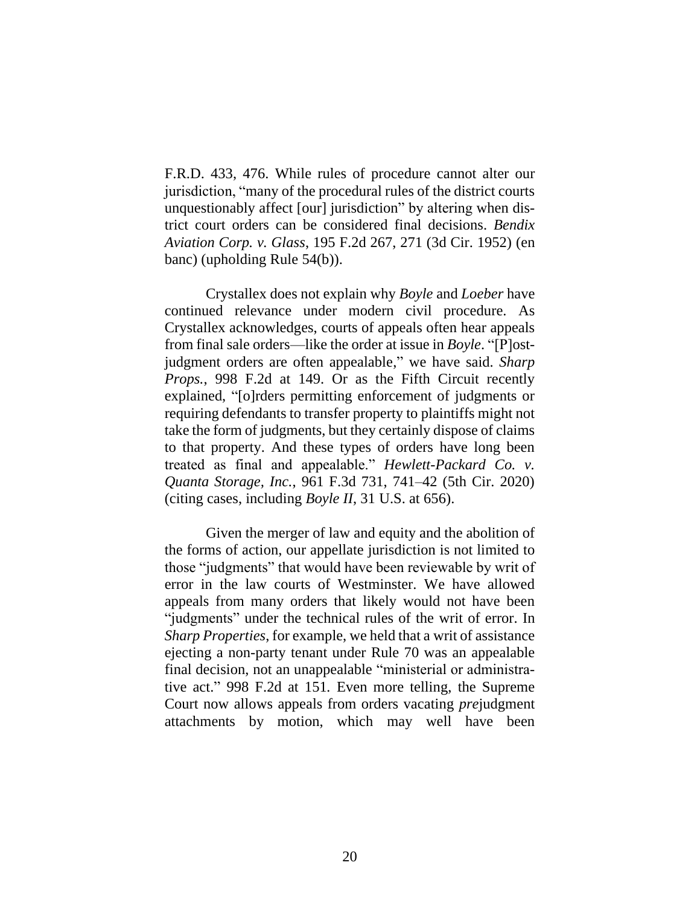F.R.D. 433, 476. While rules of procedure cannot alter our jurisdiction, "many of the procedural rules of the district courts unquestionably affect [our] jurisdiction" by altering when district court orders can be considered final decisions. *Bendix Aviation Corp. v. Glass*, 195 F.2d 267, 271 (3d Cir. 1952) (en banc) (upholding Rule 54(b)).

Crystallex does not explain why *Boyle* and *Loeber* have continued relevance under modern civil procedure. As Crystallex acknowledges, courts of appeals often hear appeals from final sale orders—like the order at issue in *Boyle*. "[P]ost-judgment orders are often appealable," we have said. *Sharp Props.*, 998 F.2d at 149. Or as the Fifth Circuit recently explained, "[o]rders permitting enforcement of judgments or requiring defendants to transfer property to plaintiffs might not take the form of judgments, but they certainly dispose of claims to that property. And these types of orders have long been treated as final and appealable." *Hewlett-Packard Co. v. Quanta Storage, Inc.*, 961 F.3d 731, 741–42 (5th Cir. 2020) (citing cases, including *Boyle II*, 31 U.S. at 656).

Given the merger of law and equity and the abolition of the forms of action, our appellate jurisdiction is not limited to those "judgments" that would have been reviewable by writ of error in the law courts of Westminster. We have allowed appeals from many orders that likely would not have been "judgments" under the technical rules of the writ of error. In *Sharp Properties*, for example, we held that a writ of assistance ejecting a non-party tenant under Rule 70 was an appealable final decision, not an unappealable "ministerial or administrative act." 998 F.2d at 151. Even more telling, the Supreme Court now allows appeals from orders vacating *pre*judgment attachments by motion, which may well have been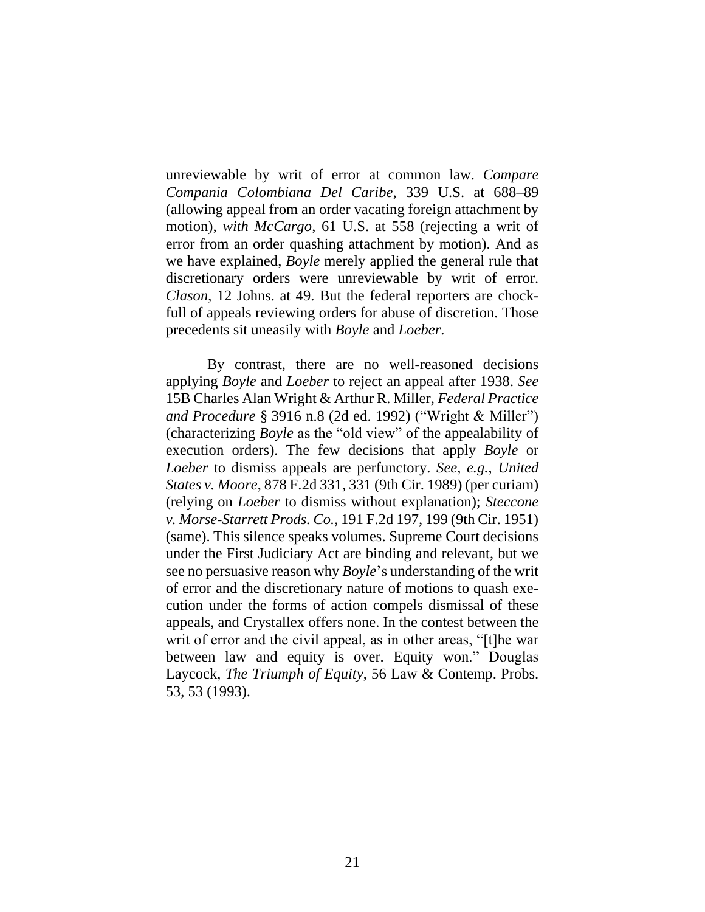unreviewable by writ of error at common law. *Compare Compania Colombiana Del Caribe*, 339 U.S. at 688–89 (allowing appeal from an order vacating foreign attachment by motion), *with McCargo*, 61 U.S. at 558 (rejecting a writ of error from an order quashing attachment by motion). And as we have explained, *Boyle* merely applied the general rule that discretionary orders were unreviewable by writ of error. *Clason*, 12 Johns. at 49. But the federal reporters are chock-full of appeals reviewing orders for abuse of discretion. Those precedents sit uneasily with *Boyle* and *Loeber*.

By contrast, there are no well-reasoned decisions applying *Boyle* and *Loeber* to reject an appeal after 1938. *See* 15B Charles Alan Wright & Arthur R. Miller, *Federal Practice and Procedure* § 3916 n.8 (2d ed. 1992) ("Wright & Miller") (characterizing *Boyle* as the "old view" of the appealability of execution orders). The few decisions that apply *Boyle* or *Loeber* to dismiss appeals are perfunctory. *See, e.g.*, *United States v. Moore*, 878 F.2d 331, 331 (9th Cir. 1989) (per curiam) (relying on *Loeber* to dismiss without explanation); *Steccone v. Morse-Starrett Prods. Co.*, 191 F.2d 197, 199 (9th Cir. 1951) (same). This silence speaks volumes. Supreme Court decisions under the First Judiciary Act are binding and relevant, but we see no persuasive reason why *Boyle*'s understanding of the writ of error and the discretionary nature of motions to quash execution under the forms of action compels dismissal of these appeals, and Crystallex offers none. In the contest between the writ of error and the civil appeal, as in other areas, "[t]he war between law and equity is over. Equity won." Douglas Laycock, *The Triumph of Equity*, 56 Law & Contemp. Probs. 53, 53 (1993).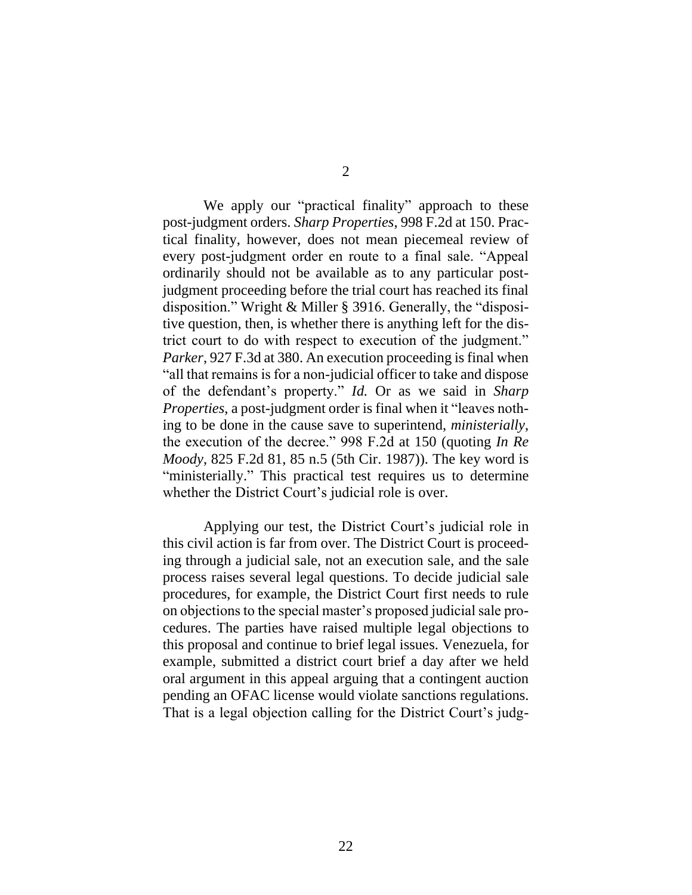We apply our "practical finality" approach to these post-judgment orders. *Sharp Properties*, 998 F.2d at 150. Practical finality, however, does not mean piecemeal review of every post-judgment order en route to a final sale. "Appeal ordinarily should not be available as to any particular post-judgment proceeding before the trial court has reached its final disposition." Wright & Miller § 3916. Generally, the "dispositive question, then, is whether there is anything left for the district court to do with respect to execution of the judgment." *Parker*, 927 F.3d at 380. An execution proceeding is final when "all that remains is for a non-judicial officer to take and dispose of the defendant's property." *Id.* Or as we said in *Sharp Properties*, a post-judgment order is final when it "leaves nothing to be done in the cause save to superintend, *ministerially*, the execution of the decree." 998 F.2d at 150 (quoting *In Re Moody*, 825 F.2d 81, 85 n.5 (5th Cir. 1987)). The key word is "ministerially." This practical test requires us to determine whether the District Court's judicial role is over.

Applying our test, the District Court's judicial role in this civil action is far from over. The District Court is proceeding through a judicial sale, not an execution sale, and the sale process raises several legal questions. To decide judicial sale procedures, for example, the District Court first needs to rule on objections to the special master's proposed judicial sale procedures. The parties have raised multiple legal objections to this proposal and continue to brief legal issues. Venezuela, for example, submitted a district court brief a day after we held oral argument in this appeal arguing that a contingent auction pending an OFAC license would violate sanctions regulations. That is a legal objection calling for the District Court's judg-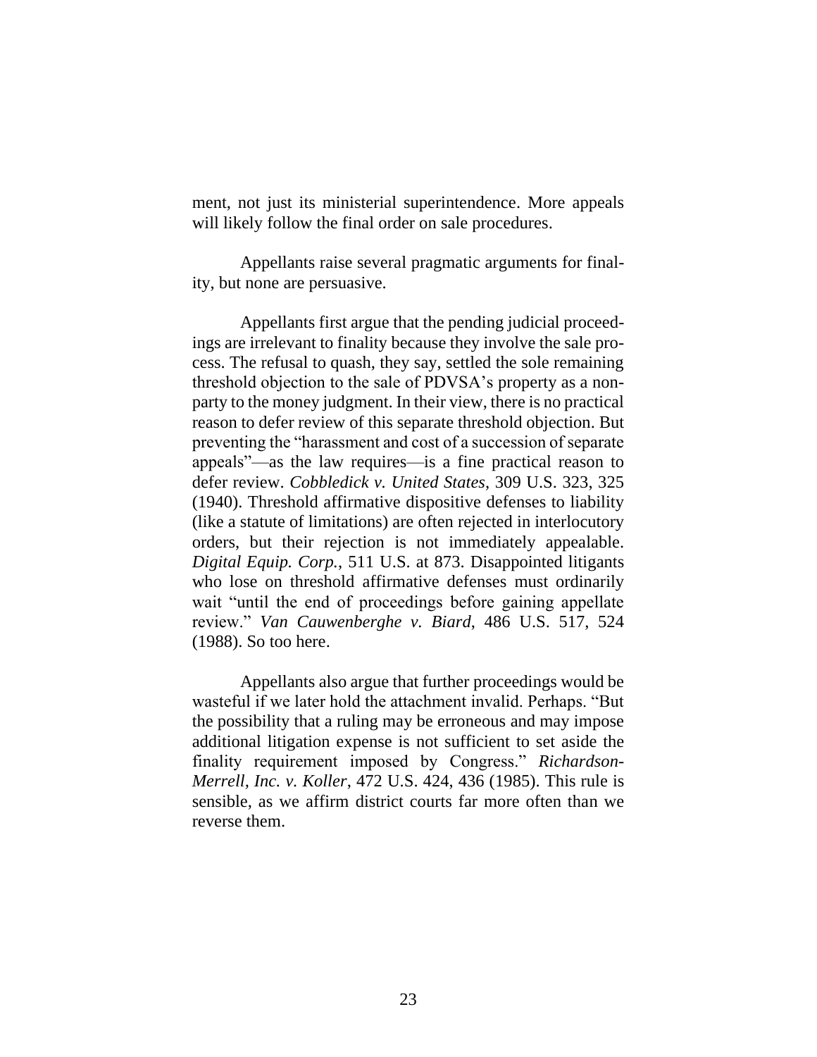ment, not just its ministerial superintendence. More appeals will likely follow the final order on sale procedures.

Appellants raise several pragmatic arguments for finality, but none are persuasive.

Appellants first argue that the pending judicial proceedings are irrelevant to finality because they involve the sale process. The refusal to quash, they say, settled the sole remaining threshold objection to the sale of PDVSA's property as a nonparty to the money judgment. In their view, there is no practical reason to defer review of this separate threshold objection. But preventing the "harassment and cost of a succession of separate appeals"—as the law requires—is a fine practical reason to defer review. *Cobbledick v. United States*, 309 U.S. 323, 325 (1940). Threshold affirmative dispositive defenses to liability (like a statute of limitations) are often rejected in interlocutory orders, but their rejection is not immediately appealable. *Digital Equip. Corp.*, 511 U.S. at 873. Disappointed litigants who lose on threshold affirmative defenses must ordinarily wait "until the end of proceedings before gaining appellate review." *Van Cauwenberghe v. Biard*, 486 U.S. 517, 524 (1988). So too here.

Appellants also argue that further proceedings would be wasteful if we later hold the attachment invalid. Perhaps. "But the possibility that a ruling may be erroneous and may impose additional litigation expense is not sufficient to set aside the finality requirement imposed by Congress." *Richardson-Merrell, Inc. v. Koller*, 472 U.S. 424, 436 (1985). This rule is sensible, as we affirm district courts far more often than we reverse them.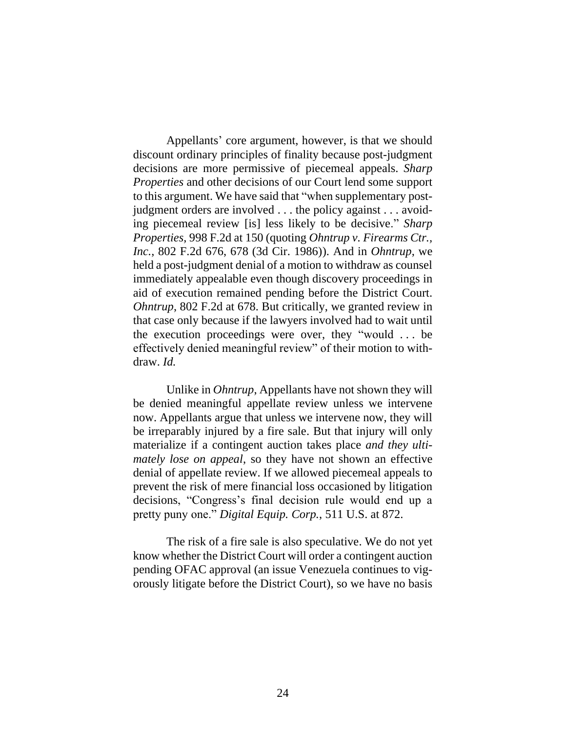Appellants' core argument, however, is that we should discount ordinary principles of finality because post-judgment decisions are more permissive of piecemeal appeals. *Sharp Properties* and other decisions of our Court lend some support to this argument. We have said that "when supplementary post-judgment orders are involved . . . the policy against . . . avoiding piecemeal review [is] less likely to be decisive." *Sharp Properties*, 998 F.2d at 150 (quoting *Ohntrup v. Firearms Ctr., Inc.*, 802 F.2d 676, 678 (3d Cir. 1986)). And in *Ohntrup*, we held a post-judgment denial of a motion to withdraw as counsel immediately appealable even though discovery proceedings in aid of execution remained pending before the District Court. *Ohntrup*, 802 F.2d at 678. But critically, we granted review in that case only because if the lawyers involved had to wait until the execution proceedings were over, they "would . . . be effectively denied meaningful review" of their motion to withdraw. *Id.*

Unlike in *Ohntrup*, Appellants have not shown they will be denied meaningful appellate review unless we intervene now. Appellants argue that unless we intervene now, they will be irreparably injured by a fire sale. But that injury will only materialize if a contingent auction takes place *and they ultimately lose on appeal*, so they have not shown an effective denial of appellate review. If we allowed piecemeal appeals to prevent the risk of mere financial loss occasioned by litigation decisions, "Congress's final decision rule would end up a pretty puny one." *Digital Equip. Corp.*, 511 U.S. at 872.

The risk of a fire sale is also speculative. We do not yet know whether the District Court will order a contingent auction pending OFAC approval (an issue Venezuela continues to vigorously litigate before the District Court), so we have no basis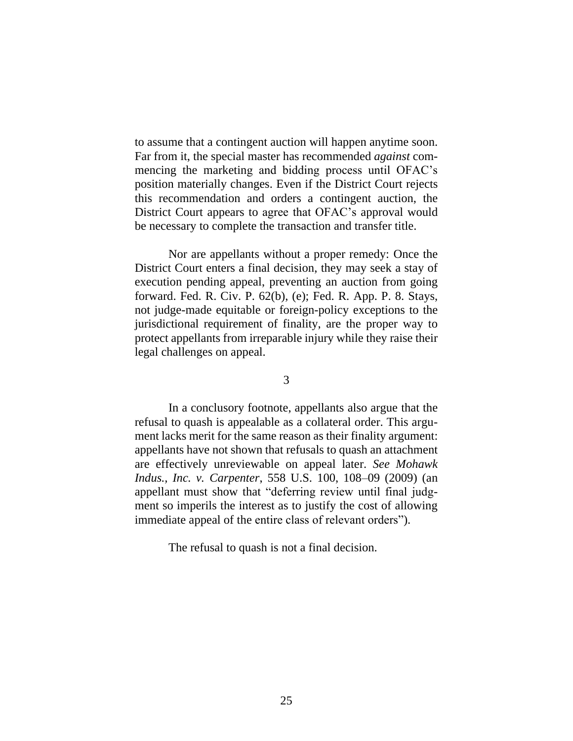to assume that a contingent auction will happen anytime soon. Far from it, the special master has recommended *against* commencing the marketing and bidding process until OFAC's position materially changes. Even if the District Court rejects this recommendation and orders a contingent auction, the District Court appears to agree that OFAC's approval would be necessary to complete the transaction and transfer title.

Nor are appellants without a proper remedy: Once the District Court enters a final decision, they may seek a stay of execution pending appeal, preventing an auction from going forward. Fed. R. Civ. P. 62(b), (e); Fed. R. App. P. 8. Stays, not judge-made equitable or foreign-policy exceptions to the jurisdictional requirement of finality, are the proper way to protect appellants from irreparable injury while they raise their legal challenges on appeal.

3

In a conclusory footnote, appellants also argue that the refusal to quash is appealable as a collateral order. This argument lacks merit for the same reason as their finality argument: appellants have not shown that refusals to quash an attachment are effectively unreviewable on appeal later. *See Mohawk Indus., Inc. v. Carpenter*, 558 U.S. 100, 108–09 (2009) (an appellant must show that "deferring review until final judgment so imperils the interest as to justify the cost of allowing immediate appeal of the entire class of relevant orders").

The refusal to quash is not a final decision.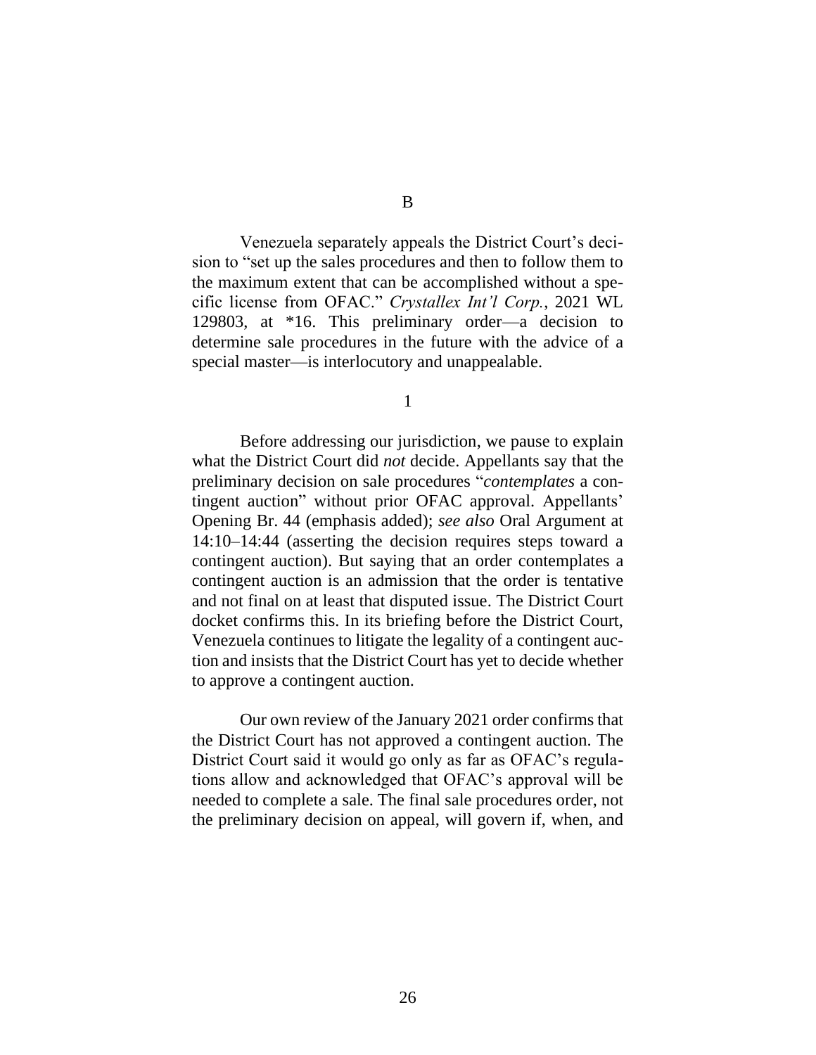B

Venezuela separately appeals the District Court's decision to "set up the sales procedures and then to follow them to the maximum extent that can be accomplished without a specific license from OFAC." *Crystallex Int'l Corp.*, 2021 WL 129803, at *16. This preliminary order—a decision to determine sale procedures in the future with the advice of a special master—is interlocutory and unappealable.

1

Before addressing our jurisdiction, we pause to explain what the District Court did *not* decide. Appellants say that the preliminary decision on sale procedures "*contemplates* a contingent auction" without prior OFAC approval. Appellants' Opening Br. 44 (emphasis added); *see also* Oral Argument at 14:10–14:44 (asserting the decision requires steps toward a contingent auction). But saying that an order contemplates a contingent auction is an admission that the order is tentative and not final on at least that disputed issue. The District Court docket confirms this. In its briefing before the District Court, Venezuela continues to litigate the legality of a contingent auction and insists that the District Court has yet to decide whether to approve a contingent auction.

Our own review of the January 2021 order confirms that the District Court has not approved a contingent auction. The District Court said it would go only as far as OFAC's regulations allow and acknowledged that OFAC's approval will be needed to complete a sale. The final sale procedures order, not the preliminary decision on appeal, will govern if, when, and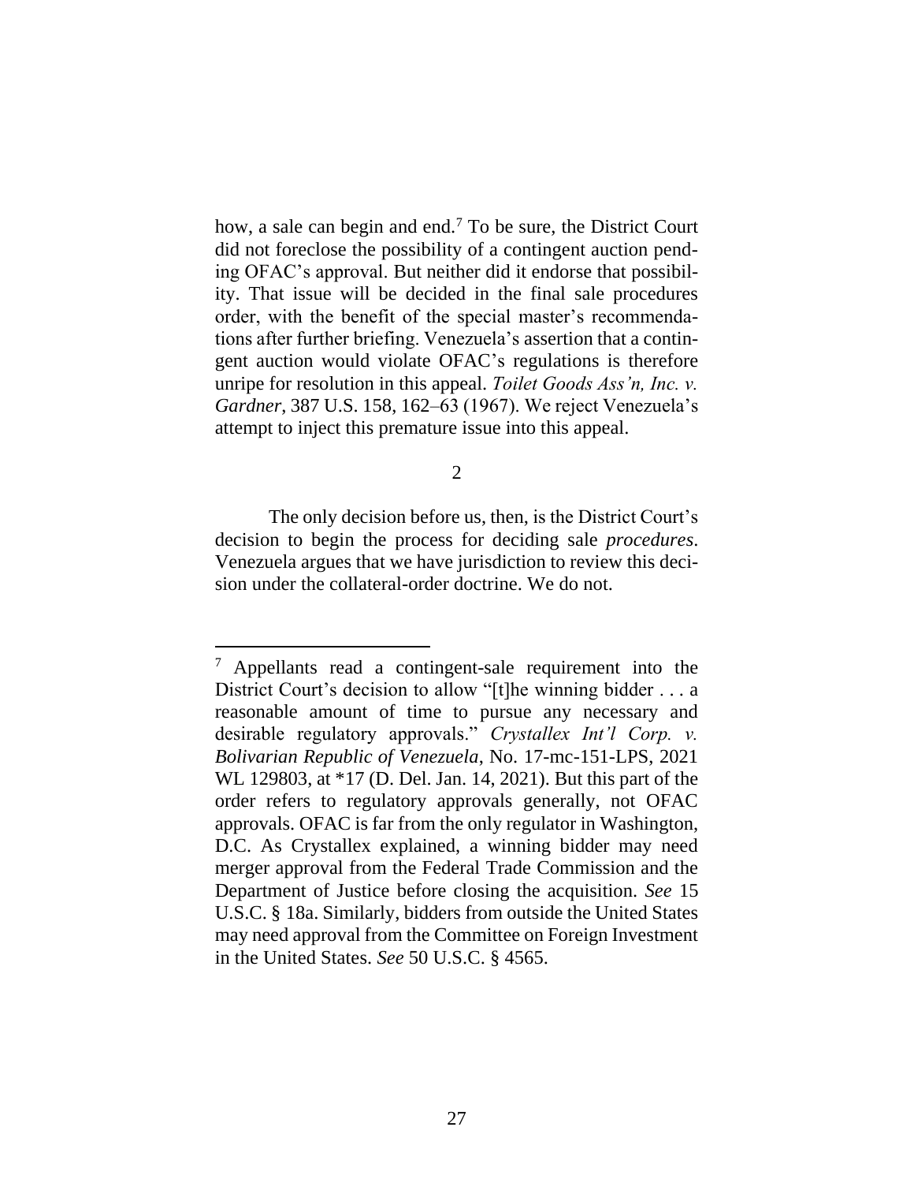how, a sale can begin and end.[7] To be sure, the District Court did not foreclose the possibility of a contingent auction pending OFAC's approval. But neither did it endorse that possibility. That issue will be decided in the final sale procedures order, with the benefit of the special master's recommendations after further briefing. Venezuela's assertion that a contingent auction would violate OFAC's regulations is therefore unripe for resolution in this appeal. *Toilet Goods Ass'n, Inc. v. Gardner*, 387 U.S. 158, 162–63 (1967). We reject Venezuela's attempt to inject this premature issue into this appeal.

2

The only decision before us, then, is the District Court's decision to begin the process for deciding sale *procedures*. Venezuela argues that we have jurisdiction to review this decision under the collateral-order doctrine. We do not.

---

[7] Appellants read a contingent-sale requirement into the District Court's decision to allow "[t]he winning bidder . . . a reasonable amount of time to pursue any necessary and desirable regulatory approvals." *Crystallex Int'l Corp. v. Bolivarian Republic of Venezuela*, No. 17-mc-151-LPS, 2021 WL 129803, at *17 (D. Del. Jan. 14, 2021). But this part of the order refers to regulatory approvals generally, not OFAC approvals. OFAC is far from the only regulator in Washington, D.C. As Crystallex explained, a winning bidder may need merger approval from the Federal Trade Commission and the Department of Justice before closing the acquisition. *See* 15 U.S.C. § 18a. Similarly, bidders from outside the United States may need approval from the Committee on Foreign Investment in the United States. *See* 50 U.S.C. § 4565.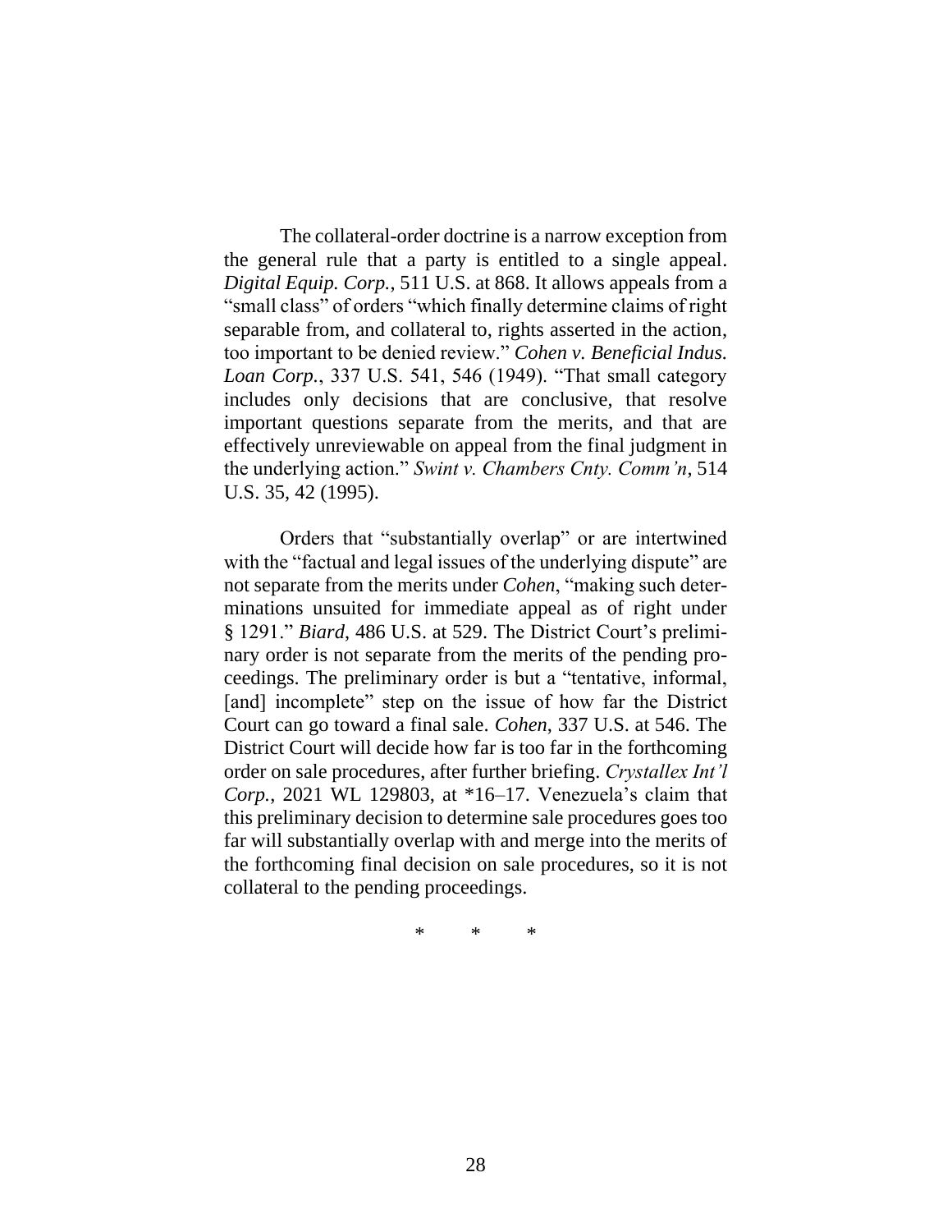The collateral-order doctrine is a narrow exception from the general rule that a party is entitled to a single appeal. *Digital Equip. Corp.*, 511 U.S. at 868. It allows appeals from a "small class" of orders "which finally determine claims of right separable from, and collateral to, rights asserted in the action, too important to be denied review." *Cohen v. Beneficial Indus. Loan Corp.*, 337 U.S. 541, 546 (1949). "That small category includes only decisions that are conclusive, that resolve important questions separate from the merits, and that are effectively unreviewable on appeal from the final judgment in the underlying action." *Swint v. Chambers Cnty. Comm'n*, 514 U.S. 35, 42 (1995).

Orders that "substantially overlap" or are intertwined with the "factual and legal issues of the underlying dispute" are not separate from the merits under *Cohen*, "making such determinations unsuited for immediate appeal as of right under § 1291." *Biard*, 486 U.S. at 529. The District Court's preliminary order is not separate from the merits of the pending proceedings. The preliminary order is but a "tentative, informal, [and] incomplete" step on the issue of how far the District Court can go toward a final sale. *Cohen*, 337 U.S. at 546. The District Court will decide how far is too far in the forthcoming order on sale procedures, after further briefing. *Crystallex Int'l Corp.*, 2021 WL 129803, at *16–17. Venezuela's claim that this preliminary decision to determine sale procedures goes too far will substantially overlap with and merge into the merits of the forthcoming final decision on sale procedures, so it is not collateral to the pending proceedings.

\* \* \*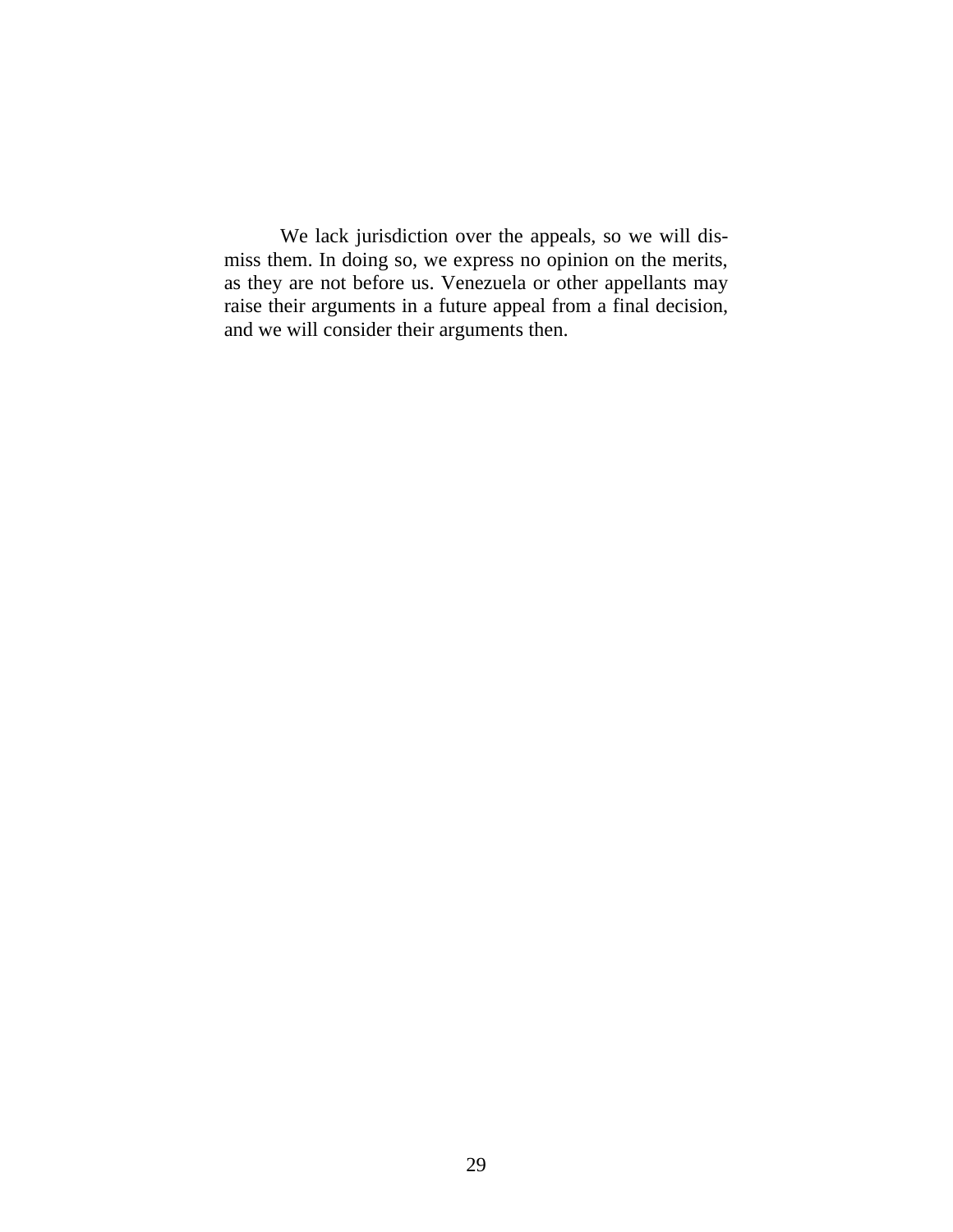We lack jurisdiction over the appeals, so we will dismiss them. In doing so, we express no opinion on the merits, as they are not before us. Venezuela or other appellants may raise their arguments in a future appeal from a final decision, and we will consider their arguments then.